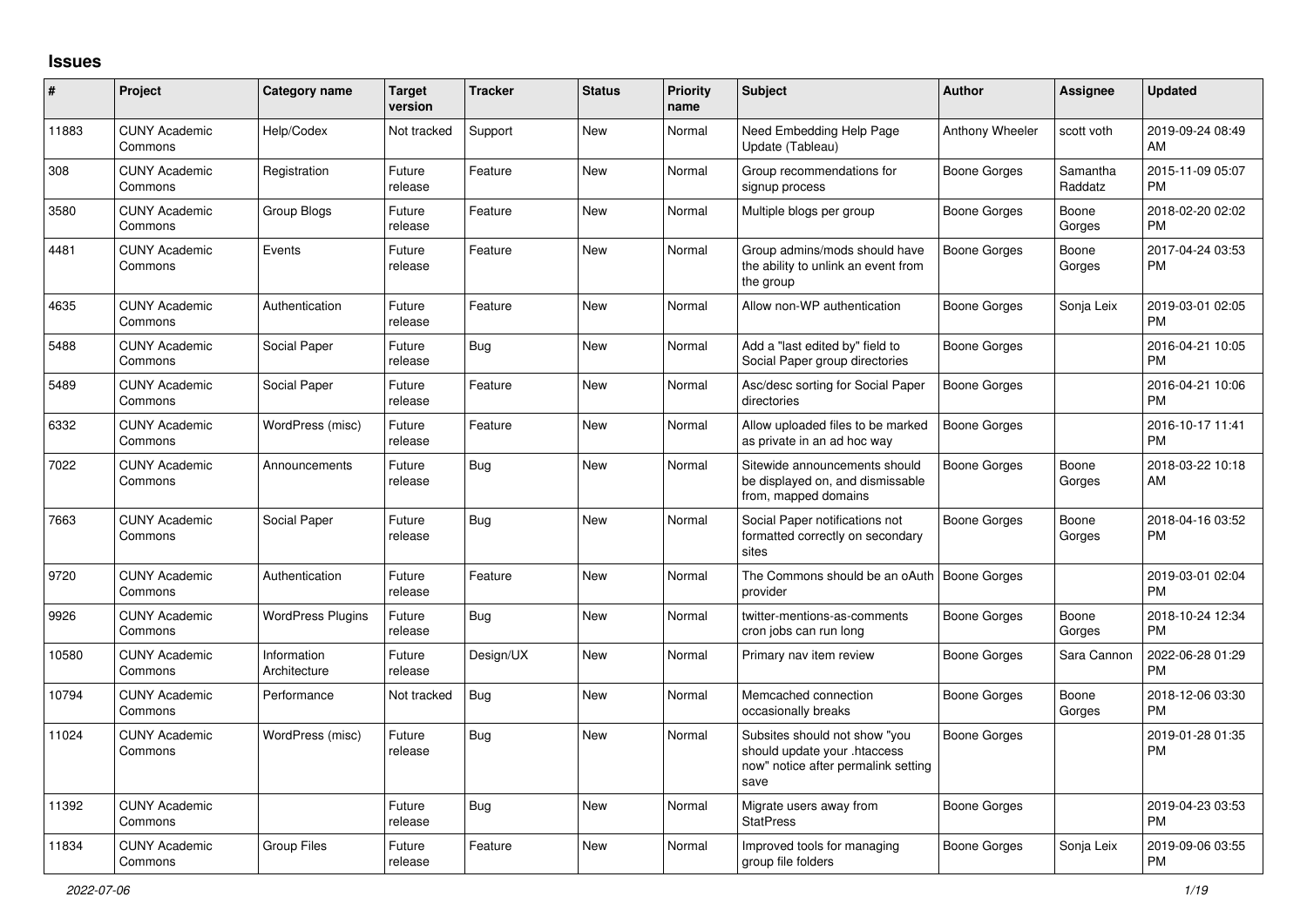## Issues

| # | Project | Category name | Target version | Tracker | Status | Priority name | Subject | Author | Assignee | Updated |
|---|---|---|---|---|---|---|---|---|---|---|
| 11883 | CUNY Academic Commons | Help/Codex | Not tracked | Support | New | Normal | Need Embedding Help Page Update (Tableau) | Anthony Wheeler | scott voth | 2019-09-24 08:49 AM |
| 308 | CUNY Academic Commons | Registration | Future release | Feature | New | Normal | Group recommendations for signup process | Boone Gorges | Samantha Raddatz | 2015-11-09 05:07 PM |
| 3580 | CUNY Academic Commons | Group Blogs | Future release | Feature | New | Normal | Multiple blogs per group | Boone Gorges | Boone Gorges | 2018-02-20 02:02 PM |
| 4481 | CUNY Academic Commons | Events | Future release | Feature | New | Normal | Group admins/mods should have the ability to unlink an event from the group | Boone Gorges | Boone Gorges | 2017-04-24 03:53 PM |
| 4635 | CUNY Academic Commons | Authentication | Future release | Feature | New | Normal | Allow non-WP authentication | Boone Gorges | Sonja Leix | 2019-03-01 02:05 PM |
| 5488 | CUNY Academic Commons | Social Paper | Future release | Bug | New | Normal | Add a "last edited by" field to Social Paper group directories | Boone Gorges | | 2016-04-21 10:05 PM |
| 5489 | CUNY Academic Commons | Social Paper | Future release | Feature | New | Normal | Asc/desc sorting for Social Paper directories | Boone Gorges | | 2016-04-21 10:06 PM |
| 6332 | CUNY Academic Commons | WordPress (misc) | Future release | Feature | New | Normal | Allow uploaded files to be marked as private in an ad hoc way | Boone Gorges | | 2016-10-17 11:41 PM |
| 7022 | CUNY Academic Commons | Announcements | Future release | Bug | New | Normal | Sitewide announcements should be displayed on, and dismissable from, mapped domains | Boone Gorges | Boone Gorges | 2018-03-22 10:18 AM |
| 7663 | CUNY Academic Commons | Social Paper | Future release | Bug | New | Normal | Social Paper notifications not formatted correctly on secondary sites | Boone Gorges | Boone Gorges | 2018-04-16 03:52 PM |
| 9720 | CUNY Academic Commons | Authentication | Future release | Feature | New | Normal | The Commons should be an oAuth provider | Boone Gorges | | 2019-03-01 02:04 PM |
| 9926 | CUNY Academic Commons | WordPress Plugins | Future release | Bug | New | Normal | twitter-mentions-as-comments cron jobs can run long | Boone Gorges | Boone Gorges | 2018-10-24 12:34 PM |
| 10580 | CUNY Academic Commons | Information Architecture | Future release | Design/UX | New | Normal | Primary nav item review | Boone Gorges | Sara Cannon | 2022-06-28 01:29 PM |
| 10794 | CUNY Academic Commons | Performance | Not tracked | Bug | New | Normal | Memcached connection occasionally breaks | Boone Gorges | Boone Gorges | 2018-12-06 03:30 PM |
| 11024 | CUNY Academic Commons | WordPress (misc) | Future release | Bug | New | Normal | Subsites should not show "you should update your .htaccess now" notice after permalink setting save | Boone Gorges | | 2019-01-28 01:35 PM |
| 11392 | CUNY Academic Commons | | Future release | Bug | New | Normal | Migrate users away from StatPress | Boone Gorges | | 2019-04-23 03:53 PM |
| 11834 | CUNY Academic Commons | Group Files | Future release | Feature | New | Normal | Improved tools for managing group file folders | Boone Gorges | Sonja Leix | 2019-09-06 03:55 PM |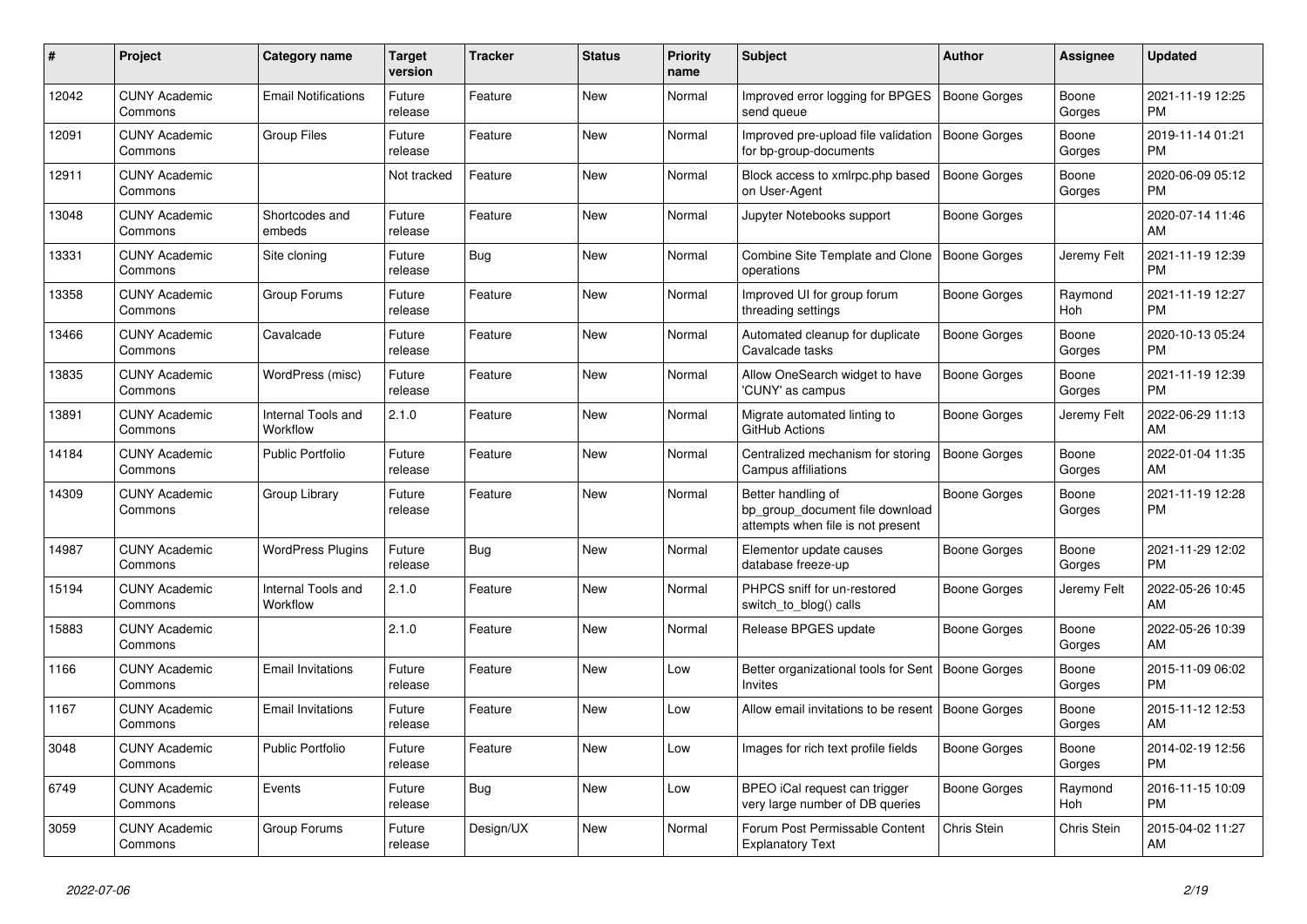| # | Project | Category name | Target version | Tracker | Status | Priority name | Subject | Author | Assignee | Updated |
|---|---|---|---|---|---|---|---|---|---|---|
| 12042 | CUNY Academic Commons | Email Notifications | Future release | Feature | New | Normal | Improved error logging for BPGES send queue | Boone Gorges | Boone Gorges | 2021-11-19 12:25 PM |
| 12091 | CUNY Academic Commons | Group Files | Future release | Feature | New | Normal | Improved pre-upload file validation for bp-group-documents | Boone Gorges | Boone Gorges | 2019-11-14 01:21 PM |
| 12911 | CUNY Academic Commons | | Not tracked | Feature | New | Normal | Block access to xmlrpc.php based on User-Agent | Boone Gorges | Boone Gorges | 2020-06-09 05:12 PM |
| 13048 | CUNY Academic Commons | Shortcodes and embeds | Future release | Feature | New | Normal | Jupyter Notebooks support | Boone Gorges | | 2020-07-14 11:46 AM |
| 13331 | CUNY Academic Commons | Site cloning | Future release | Bug | New | Normal | Combine Site Template and Clone operations | Boone Gorges | Jeremy Felt | 2021-11-19 12:39 PM |
| 13358 | CUNY Academic Commons | Group Forums | Future release | Feature | New | Normal | Improved UI for group forum threading settings | Boone Gorges | Raymond Hoh | 2021-11-19 12:27 PM |
| 13466 | CUNY Academic Commons | Cavalcade | Future release | Feature | New | Normal | Automated cleanup for duplicate Cavalcade tasks | Boone Gorges | Boone Gorges | 2020-10-13 05:24 PM |
| 13835 | CUNY Academic Commons | WordPress (misc) | Future release | Feature | New | Normal | Allow OneSearch widget to have 'CUNY' as campus | Boone Gorges | Boone Gorges | 2021-11-19 12:39 PM |
| 13891 | CUNY Academic Commons | Internal Tools and Workflow | 2.1.0 | Feature | New | Normal | Migrate automated linting to GitHub Actions | Boone Gorges | Jeremy Felt | 2022-06-29 11:13 AM |
| 14184 | CUNY Academic Commons | Public Portfolio | Future release | Feature | New | Normal | Centralized mechanism for storing Campus affiliations | Boone Gorges | Boone Gorges | 2022-01-04 11:35 AM |
| 14309 | CUNY Academic Commons | Group Library | Future release | Feature | New | Normal | Better handling of bp_group_document file download attempts when file is not present | Boone Gorges | Boone Gorges | 2021-11-19 12:28 PM |
| 14987 | CUNY Academic Commons | WordPress Plugins | Future release | Bug | New | Normal | Elementor update causes database freeze-up | Boone Gorges | Boone Gorges | 2021-11-29 12:02 PM |
| 15194 | CUNY Academic Commons | Internal Tools and Workflow | 2.1.0 | Feature | New | Normal | PHPCS sniff for un-restored switch_to_blog() calls | Boone Gorges | Jeremy Felt | 2022-05-26 10:45 AM |
| 15883 | CUNY Academic Commons | | 2.1.0 | Feature | New | Normal | Release BPGES update | Boone Gorges | Boone Gorges | 2022-05-26 10:39 AM |
| 1166 | CUNY Academic Commons | Email Invitations | Future release | Feature | New | Low | Better organizational tools for Sent Invites | Boone Gorges | Boone Gorges | 2015-11-09 06:02 PM |
| 1167 | CUNY Academic Commons | Email Invitations | Future release | Feature | New | Low | Allow email invitations to be resent | Boone Gorges | Boone Gorges | 2015-11-12 12:53 AM |
| 3048 | CUNY Academic Commons | Public Portfolio | Future release | Feature | New | Low | Images for rich text profile fields | Boone Gorges | Boone Gorges | 2014-02-19 12:56 PM |
| 6749 | CUNY Academic Commons | Events | Future release | Bug | New | Low | BPEO iCal request can trigger very large number of DB queries | Boone Gorges | Raymond Hoh | 2016-11-15 10:09 PM |
| 3059 | CUNY Academic Commons | Group Forums | Future release | Design/UX | New | Normal | Forum Post Permissable Content Explanatory Text | Chris Stein | Chris Stein | 2015-04-02 11:27 AM |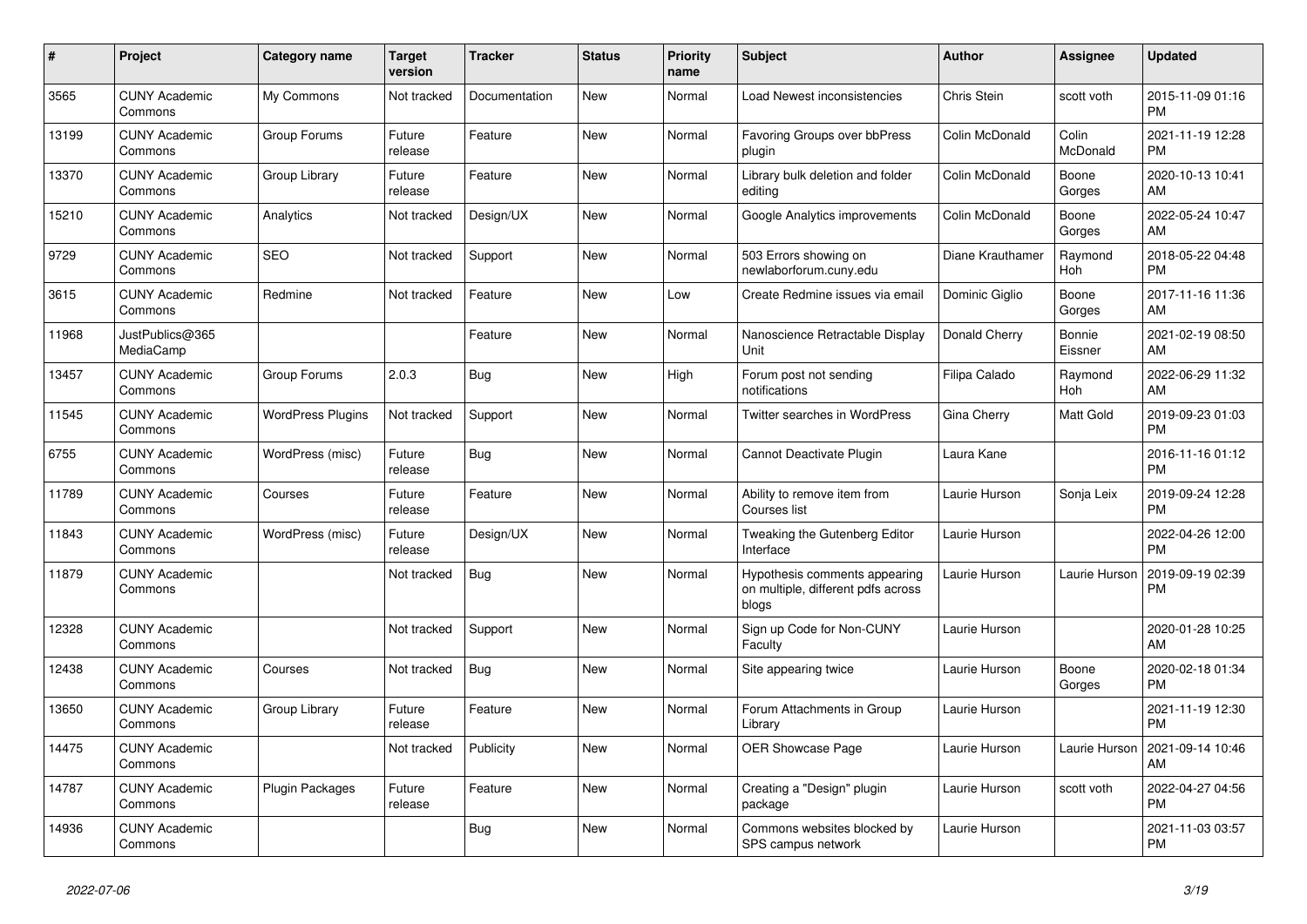| # | Project | Category name | Target version | Tracker | Status | Priority name | Subject | Author | Assignee | Updated |
|---|---|---|---|---|---|---|---|---|---|---|
| 3565 | CUNY Academic Commons | My Commons | Not tracked | Documentation | New | Normal | Load Newest inconsistencies | Chris Stein | scott voth | 2015-11-09 01:16 PM |
| 13199 | CUNY Academic Commons | Group Forums | Future release | Feature | New | Normal | Favoring Groups over bbPress plugin | Colin McDonald | Colin McDonald | 2021-11-19 12:28 PM |
| 13370 | CUNY Academic Commons | Group Library | Future release | Feature | New | Normal | Library bulk deletion and folder editing | Colin McDonald | Boone Gorges | 2020-10-13 10:41 AM |
| 15210 | CUNY Academic Commons | Analytics | Not tracked | Design/UX | New | Normal | Google Analytics improvements | Colin McDonald | Boone Gorges | 2022-05-24 10:47 AM |
| 9729 | CUNY Academic Commons | SEO | Not tracked | Support | New | Normal | 503 Errors showing on newlaborforum.cuny.edu | Diane Krauthamer | Raymond Hoh | 2018-05-22 04:48 PM |
| 3615 | CUNY Academic Commons | Redmine | Not tracked | Feature | New | Low | Create Redmine issues via email | Dominic Giglio | Boone Gorges | 2017-11-16 11:36 AM |
| 11968 | JustPublics@365 MediaCamp | | | Feature | New | Normal | Nanoscience Retractable Display Unit | Donald Cherry | Bonnie Eissner | 2021-02-19 08:50 AM |
| 13457 | CUNY Academic Commons | Group Forums | 2.0.3 | Bug | New | High | Forum post not sending notifications | Filipa Calado | Raymond Hoh | 2022-06-29 11:32 AM |
| 11545 | CUNY Academic Commons | WordPress Plugins | Not tracked | Support | New | Normal | Twitter searches in WordPress | Gina Cherry | Matt Gold | 2019-09-23 01:03 PM |
| 6755 | CUNY Academic Commons | WordPress (misc) | Future release | Bug | New | Normal | Cannot Deactivate Plugin | Laura Kane | | 2016-11-16 01:12 PM |
| 11789 | CUNY Academic Commons | Courses | Future release | Feature | New | Normal | Ability to remove item from Courses list | Laurie Hurson | Sonja Leix | 2019-09-24 12:28 PM |
| 11843 | CUNY Academic Commons | WordPress (misc) | Future release | Design/UX | New | Normal | Tweaking the Gutenberg Editor Interface | Laurie Hurson | | 2022-04-26 12:00 PM |
| 11879 | CUNY Academic Commons | | Not tracked | Bug | New | Normal | Hypothesis comments appearing on multiple, different pdfs across blogs | Laurie Hurson | Laurie Hurson | 2019-09-19 02:39 PM |
| 12328 | CUNY Academic Commons | | Not tracked | Support | New | Normal | Sign up Code for Non-CUNY Faculty | Laurie Hurson | | 2020-01-28 10:25 AM |
| 12438 | CUNY Academic Commons | Courses | Not tracked | Bug | New | Normal | Site appearing twice | Laurie Hurson | Boone Gorges | 2020-02-18 01:34 PM |
| 13650 | CUNY Academic Commons | Group Library | Future release | Feature | New | Normal | Forum Attachments in Group Library | Laurie Hurson | | 2021-11-19 12:30 PM |
| 14475 | CUNY Academic Commons | | Not tracked | Publicity | New | Normal | OER Showcase Page | Laurie Hurson | Laurie Hurson | 2021-09-14 10:46 AM |
| 14787 | CUNY Academic Commons | Plugin Packages | Future release | Feature | New | Normal | Creating a "Design" plugin package | Laurie Hurson | scott voth | 2022-04-27 04:56 PM |
| 14936 | CUNY Academic Commons | | | Bug | New | Normal | Commons websites blocked by SPS campus network | Laurie Hurson | | 2021-11-03 03:57 PM |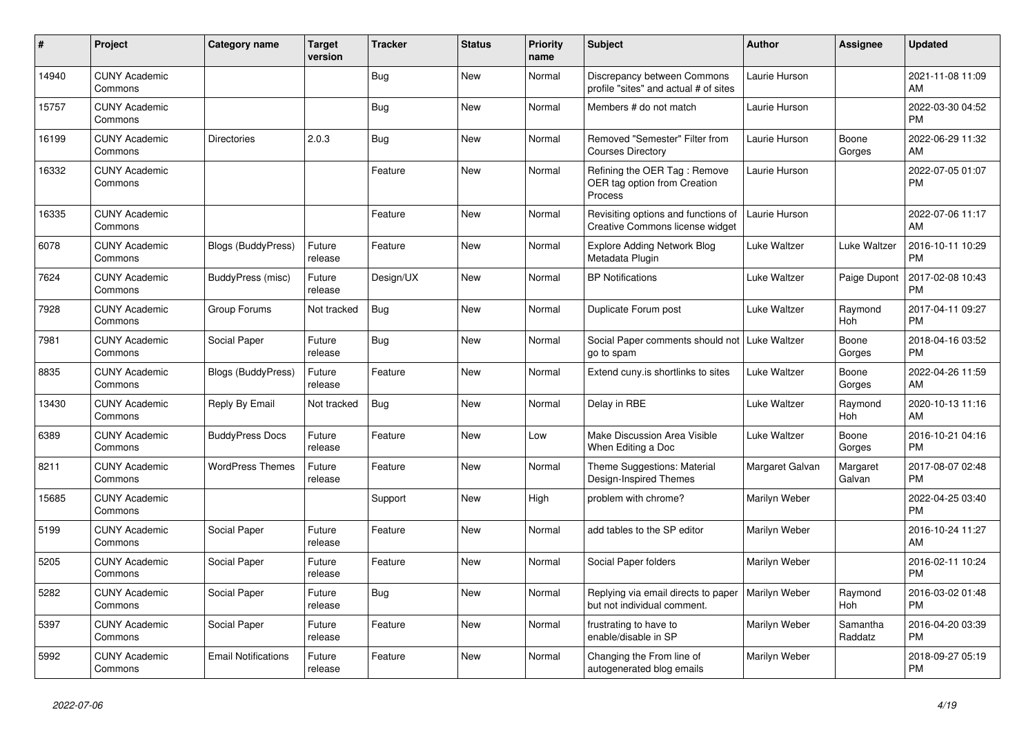| # | Project | Category name | Target version | Tracker | Status | Priority name | Subject | Author | Assignee | Updated |
|---|---|---|---|---|---|---|---|---|---|---|
| 14940 | CUNY Academic Commons | | | Bug | New | Normal | Discrepancy between Commons profile "sites" and actual # of sites | Laurie Hurson | | 2021-11-08 11:09 AM |
| 15757 | CUNY Academic Commons | | | Bug | New | Normal | Members # do not match | Laurie Hurson | | 2022-03-30 04:52 PM |
| 16199 | CUNY Academic Commons | Directories | 2.0.3 | Bug | New | Normal | Removed "Semester" Filter from Courses Directory | Laurie Hurson | Boone Gorges | 2022-06-29 11:32 AM |
| 16332 | CUNY Academic Commons | | | Feature | New | Normal | Refining the OER Tag : Remove OER tag option from Creation Process | Laurie Hurson | | 2022-07-05 01:07 PM |
| 16335 | CUNY Academic Commons | | | Feature | New | Normal | Revisiting options and functions of Creative Commons license widget | Laurie Hurson | | 2022-07-06 11:17 AM |
| 6078 | CUNY Academic Commons | Blogs (BuddyPress) | Future release | Feature | New | Normal | Explore Adding Network Blog Metadata Plugin | Luke Waltzer | Luke Waltzer | 2016-10-11 10:29 PM |
| 7624 | CUNY Academic Commons | BuddyPress (misc) | Future release | Design/UX | New | Normal | BP Notifications | Luke Waltzer | Paige Dupont | 2017-02-08 10:43 PM |
| 7928 | CUNY Academic Commons | Group Forums | Not tracked | Bug | New | Normal | Duplicate Forum post | Luke Waltzer | Raymond Hoh | 2017-04-11 09:27 PM |
| 7981 | CUNY Academic Commons | Social Paper | Future release | Bug | New | Normal | Social Paper comments should not go to spam | Luke Waltzer | Boone Gorges | 2018-04-16 03:52 PM |
| 8835 | CUNY Academic Commons | Blogs (BuddyPress) | Future release | Feature | New | Normal | Extend cuny.is shortlinks to sites | Luke Waltzer | Boone Gorges | 2022-04-26 11:59 AM |
| 13430 | CUNY Academic Commons | Reply By Email | Not tracked | Bug | New | Normal | Delay in RBE | Luke Waltzer | Raymond Hoh | 2020-10-13 11:16 AM |
| 6389 | CUNY Academic Commons | BuddyPress Docs | Future release | Feature | New | Low | Make Discussion Area Visible When Editing a Doc | Luke Waltzer | Boone Gorges | 2016-10-21 04:16 PM |
| 8211 | CUNY Academic Commons | WordPress Themes | Future release | Feature | New | Normal | Theme Suggestions: Material Design-Inspired Themes | Margaret Galvan | Margaret Galvan | 2017-08-07 02:48 PM |
| 15685 | CUNY Academic Commons | | | Support | New | High | problem with chrome? | Marilyn Weber | | 2022-04-25 03:40 PM |
| 5199 | CUNY Academic Commons | Social Paper | Future release | Feature | New | Normal | add tables to the SP editor | Marilyn Weber | | 2016-10-24 11:27 AM |
| 5205 | CUNY Academic Commons | Social Paper | Future release | Feature | New | Normal | Social Paper folders | Marilyn Weber | | 2016-02-11 10:24 PM |
| 5282 | CUNY Academic Commons | Social Paper | Future release | Bug | New | Normal | Replying via email directs to paper but not individual comment. | Marilyn Weber | Raymond Hoh | 2016-03-02 01:48 PM |
| 5397 | CUNY Academic Commons | Social Paper | Future release | Feature | New | Normal | frustrating to have to enable/disable in SP | Marilyn Weber | Samantha Raddatz | 2016-04-20 03:39 PM |
| 5992 | CUNY Academic Commons | Email Notifications | Future release | Feature | New | Normal | Changing the From line of autogenerated blog emails | Marilyn Weber | | 2018-09-27 05:19 PM |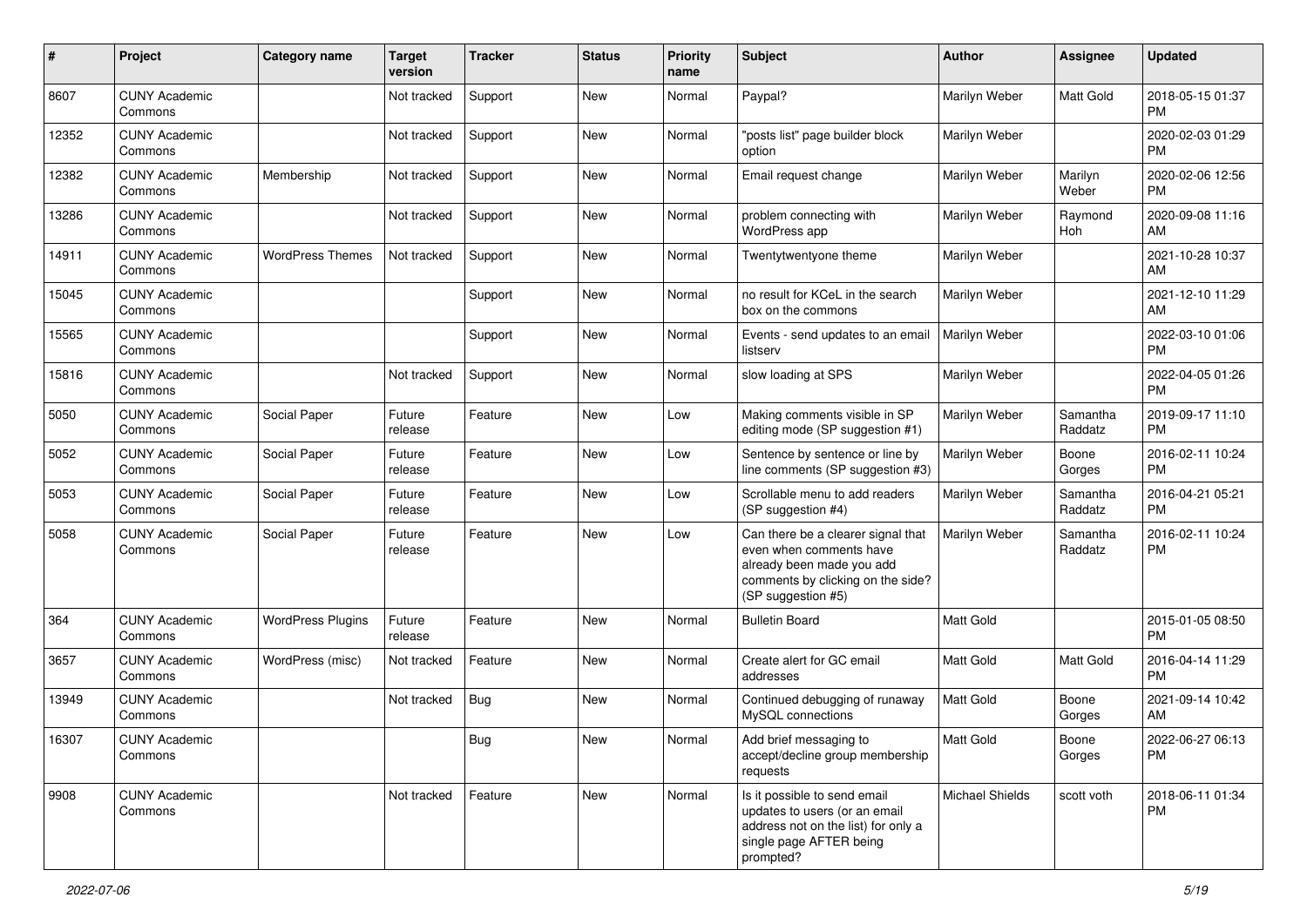| # | Project | Category name | Target version | Tracker | Status | Priority name | Subject | Author | Assignee | Updated |
|---|---|---|---|---|---|---|---|---|---|---|
| 8607 | CUNY Academic Commons | | Not tracked | Support | New | Normal | Paypal? | Marilyn Weber | Matt Gold | 2018-05-15 01:37 PM |
| 12352 | CUNY Academic Commons | | Not tracked | Support | New | Normal | "posts list" page builder block option | Marilyn Weber | | 2020-02-03 01:29 PM |
| 12382 | CUNY Academic Commons | Membership | Not tracked | Support | New | Normal | Email request change | Marilyn Weber | Marilyn Weber | 2020-02-06 12:56 PM |
| 13286 | CUNY Academic Commons | | Not tracked | Support | New | Normal | problem connecting with WordPress app | Marilyn Weber | Raymond Hoh | 2020-09-08 11:16 AM |
| 14911 | CUNY Academic Commons | WordPress Themes | Not tracked | Support | New | Normal | Twentytwentyone theme | Marilyn Weber | | 2021-10-28 10:37 AM |
| 15045 | CUNY Academic Commons | | | Support | New | Normal | no result for KCeL in the search box on the commons | Marilyn Weber | | 2021-12-10 11:29 AM |
| 15565 | CUNY Academic Commons | | | Support | New | Normal | Events - send updates to an email listserv | Marilyn Weber | | 2022-03-10 01:06 PM |
| 15816 | CUNY Academic Commons | | Not tracked | Support | New | Normal | slow loading at SPS | Marilyn Weber | | 2022-04-05 01:26 PM |
| 5050 | CUNY Academic Commons | Social Paper | Future release | Feature | New | Low | Making comments visible in SP editing mode (SP suggestion #1) | Marilyn Weber | Samantha Raddatz | 2019-09-17 11:10 PM |
| 5052 | CUNY Academic Commons | Social Paper | Future release | Feature | New | Low | Sentence by sentence or line by line comments (SP suggestion #3) | Marilyn Weber | Boone Gorges | 2016-02-11 10:24 PM |
| 5053 | CUNY Academic Commons | Social Paper | Future release | Feature | New | Low | Scrollable menu to add readers (SP suggestion #4) | Marilyn Weber | Samantha Raddatz | 2016-04-21 05:21 PM |
| 5058 | CUNY Academic Commons | Social Paper | Future release | Feature | New | Low | Can there be a clearer signal that even when comments have already been made you add comments by clicking on the side? (SP suggestion #5) | Marilyn Weber | Samantha Raddatz | 2016-02-11 10:24 PM |
| 364 | CUNY Academic Commons | WordPress Plugins | Future release | Feature | New | Normal | Bulletin Board | Matt Gold | | 2015-01-05 08:50 PM |
| 3657 | CUNY Academic Commons | WordPress (misc) | Not tracked | Feature | New | Normal | Create alert for GC email addresses | Matt Gold | Matt Gold | 2016-04-14 11:29 PM |
| 13949 | CUNY Academic Commons | | Not tracked | Bug | New | Normal | Continued debugging of runaway MySQL connections | Matt Gold | Boone Gorges | 2021-09-14 10:42 AM |
| 16307 | CUNY Academic Commons | | | Bug | New | Normal | Add brief messaging to accept/decline group membership requests | Matt Gold | Boone Gorges | 2022-06-27 06:13 PM |
| 9908 | CUNY Academic Commons | | Not tracked | Feature | New | Normal | Is it possible to send email updates to users (or an email address not on the list) for only a single page AFTER being prompted? | Michael Shields | scott voth | 2018-06-11 01:34 PM |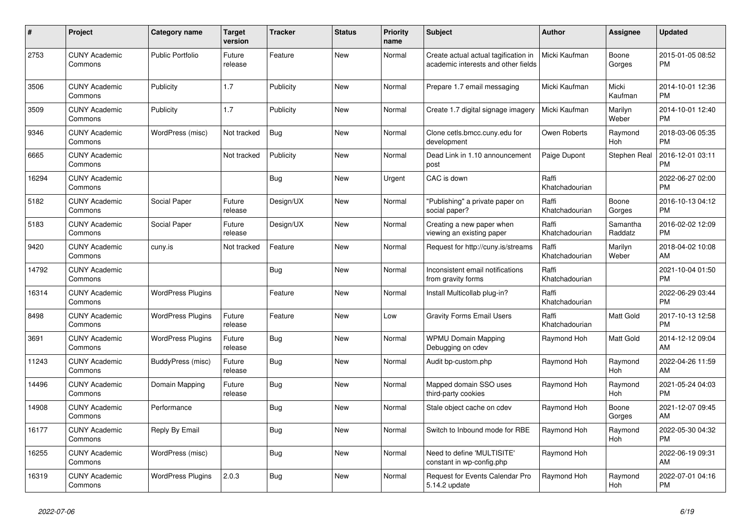| # | Project | Category name | Target version | Tracker | Status | Priority name | Subject | Author | Assignee | Updated |
|---|---|---|---|---|---|---|---|---|---|---|
| 2753 | CUNY Academic Commons | Public Portfolio | Future release | Feature | New | Normal | Create actual actual tagification in academic interests and other fields | Micki Kaufman | Boone Gorges | 2015-01-05 08:52 PM |
| 3506 | CUNY Academic Commons | Publicity | 1.7 | Publicity | New | Normal | Prepare 1.7 email messaging | Micki Kaufman | Micki Kaufman | 2014-10-01 12:36 PM |
| 3509 | CUNY Academic Commons | Publicity | 1.7 | Publicity | New | Normal | Create 1.7 digital signage imagery | Micki Kaufman | Marilyn Weber | 2014-10-01 12:40 PM |
| 9346 | CUNY Academic Commons | WordPress (misc) | Not tracked | Bug | New | Normal | Clone cetls.bmcc.cuny.edu for development | Owen Roberts | Raymond Hoh | 2018-03-06 05:35 PM |
| 6665 | CUNY Academic Commons | | Not tracked | Publicity | New | Normal | Dead Link in 1.10 announcement post | Paige Dupont | Stephen Real | 2016-12-01 03:11 PM |
| 16294 | CUNY Academic Commons | | | Bug | New | Urgent | CAC is down | Raffi Khatchadourian | | 2022-06-27 02:00 PM |
| 5182 | CUNY Academic Commons | Social Paper | Future release | Design/UX | New | Normal | "Publishing" a private paper on social paper? | Raffi Khatchadourian | Boone Gorges | 2016-10-13 04:12 PM |
| 5183 | CUNY Academic Commons | Social Paper | Future release | Design/UX | New | Normal | Creating a new paper when viewing an existing paper | Raffi Khatchadourian | Samantha Raddatz | 2016-02-02 12:09 PM |
| 9420 | CUNY Academic Commons | cuny.is | Not tracked | Feature | New | Normal | Request for http://cuny.is/streams | Raffi Khatchadourian | Marilyn Weber | 2018-04-02 10:08 AM |
| 14792 | CUNY Academic Commons | | | Bug | New | Normal | Inconsistent email notifications from gravity forms | Raffi Khatchadourian | | 2021-10-04 01:50 PM |
| 16314 | CUNY Academic Commons | WordPress Plugins | | Feature | New | Normal | Install Multicollab plug-in? | Raffi Khatchadourian | | 2022-06-29 03:44 PM |
| 8498 | CUNY Academic Commons | WordPress Plugins | Future release | Feature | New | Low | Gravity Forms Email Users | Raffi Khatchadourian | Matt Gold | 2017-10-13 12:58 PM |
| 3691 | CUNY Academic Commons | WordPress Plugins | Future release | Bug | New | Normal | WPMU Domain Mapping Debugging on cdev | Raymond Hoh | Matt Gold | 2014-12-12 09:04 AM |
| 11243 | CUNY Academic Commons | BuddyPress (misc) | Future release | Bug | New | Normal | Audit bp-custom.php | Raymond Hoh | Raymond Hoh | 2022-04-26 11:59 AM |
| 14496 | CUNY Academic Commons | Domain Mapping | Future release | Bug | New | Normal | Mapped domain SSO uses third-party cookies | Raymond Hoh | Raymond Hoh | 2021-05-24 04:03 PM |
| 14908 | CUNY Academic Commons | Performance | | Bug | New | Normal | Stale object cache on cdev | Raymond Hoh | Boone Gorges | 2021-12-07 09:45 AM |
| 16177 | CUNY Academic Commons | Reply By Email | | Bug | New | Normal | Switch to Inbound mode for RBE | Raymond Hoh | Raymond Hoh | 2022-05-30 04:32 PM |
| 16255 | CUNY Academic Commons | WordPress (misc) | | Bug | New | Normal | Need to define 'MULTISITE' constant in wp-config.php | Raymond Hoh | | 2022-06-19 09:31 AM |
| 16319 | CUNY Academic Commons | WordPress Plugins | 2.0.3 | Bug | New | Normal | Request for Events Calendar Pro 5.14.2 update | Raymond Hoh | Raymond Hoh | 2022-07-01 04:16 PM |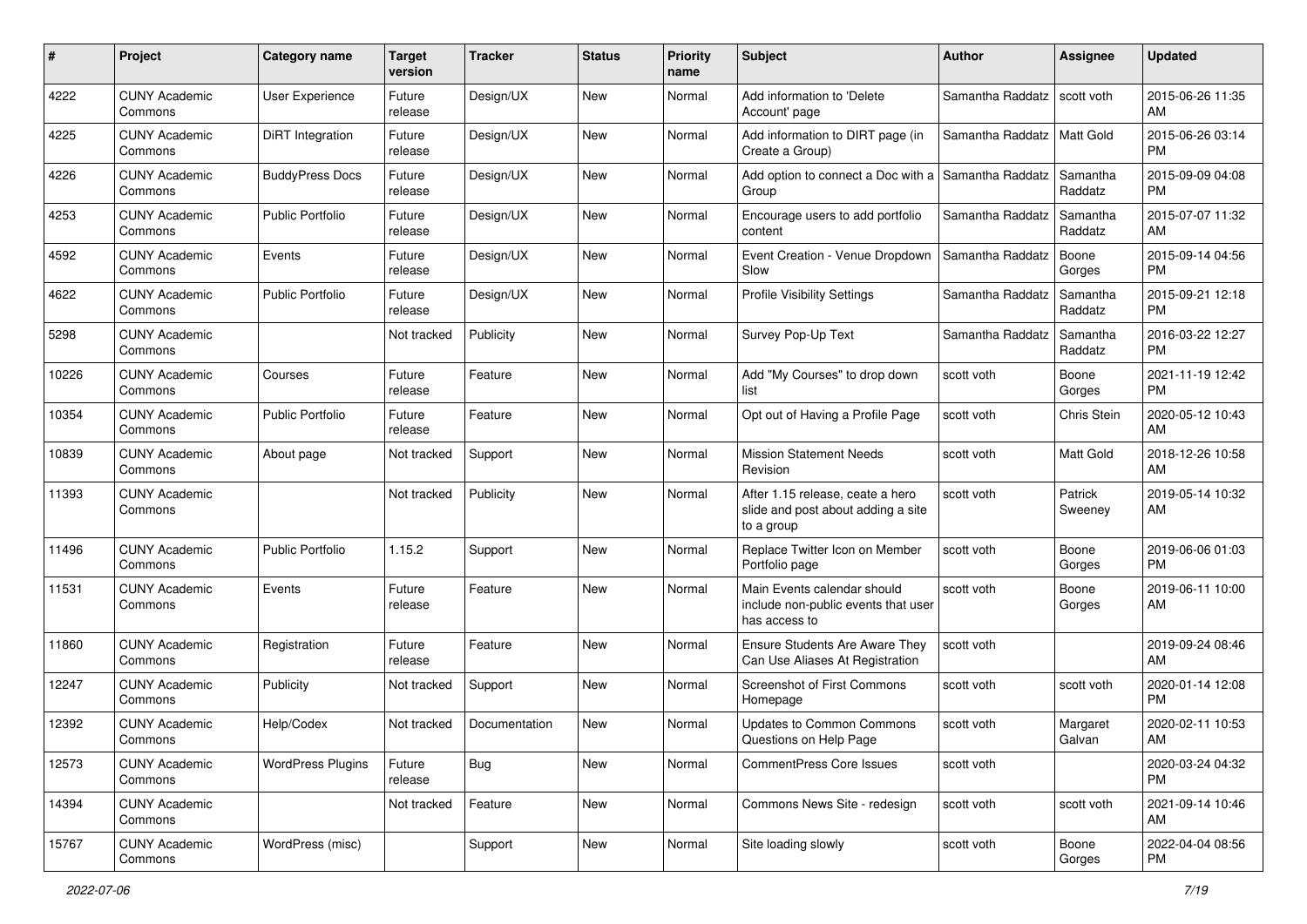| # | Project | Category name | Target version | Tracker | Status | Priority name | Subject | Author | Assignee | Updated |
|---|---|---|---|---|---|---|---|---|---|---|
| 4222 | CUNY Academic Commons | User Experience | Future release | Design/UX | New | Normal | Add information to 'Delete Account' page | Samantha Raddatz | scott voth | 2015-06-26 11:35 AM |
| 4225 | CUNY Academic Commons | DiRT Integration | Future release | Design/UX | New | Normal | Add information to DIRT page (in Create a Group) | Samantha Raddatz | Matt Gold | 2015-06-26 03:14 PM |
| 4226 | CUNY Academic Commons | BuddyPress Docs | Future release | Design/UX | New | Normal | Add option to connect a Doc with a Group | Samantha Raddatz | Samantha Raddatz | 2015-09-09 04:08 PM |
| 4253 | CUNY Academic Commons | Public Portfolio | Future release | Design/UX | New | Normal | Encourage users to add portfolio content | Samantha Raddatz | Samantha Raddatz | 2015-07-07 11:32 AM |
| 4592 | CUNY Academic Commons | Events | Future release | Design/UX | New | Normal | Event Creation - Venue Dropdown Slow | Samantha Raddatz | Boone Gorges | 2015-09-14 04:56 PM |
| 4622 | CUNY Academic Commons | Public Portfolio | Future release | Design/UX | New | Normal | Profile Visibility Settings | Samantha Raddatz | Samantha Raddatz | 2015-09-21 12:18 PM |
| 5298 | CUNY Academic Commons | | Not tracked | Publicity | New | Normal | Survey Pop-Up Text | Samantha Raddatz | Samantha Raddatz | 2016-03-22 12:27 PM |
| 10226 | CUNY Academic Commons | Courses | Future release | Feature | New | Normal | Add "My Courses" to drop down list | scott voth | Boone Gorges | 2021-11-19 12:42 PM |
| 10354 | CUNY Academic Commons | Public Portfolio | Future release | Feature | New | Normal | Opt out of Having a Profile Page | scott voth | Chris Stein | 2020-05-12 10:43 AM |
| 10839 | CUNY Academic Commons | About page | Not tracked | Support | New | Normal | Mission Statement Needs Revision | scott voth | Matt Gold | 2018-12-26 10:58 AM |
| 11393 | CUNY Academic Commons | | Not tracked | Publicity | New | Normal | After 1.15 release, ceate a hero slide and post about adding a site to a group | scott voth | Patrick Sweeney | 2019-05-14 10:32 AM |
| 11496 | CUNY Academic Commons | Public Portfolio | 1.15.2 | Support | New | Normal | Replace Twitter Icon on Member Portfolio page | scott voth | Boone Gorges | 2019-06-06 01:03 PM |
| 11531 | CUNY Academic Commons | Events | Future release | Feature | New | Normal | Main Events calendar should include non-public events that user has access to | scott voth | Boone Gorges | 2019-06-11 10:00 AM |
| 11860 | CUNY Academic Commons | Registration | Future release | Feature | New | Normal | Ensure Students Are Aware They Can Use Aliases At Registration | scott voth | | 2019-09-24 08:46 AM |
| 12247 | CUNY Academic Commons | Publicity | Not tracked | Support | New | Normal | Screenshot of First Commons Homepage | scott voth | scott voth | 2020-01-14 12:08 PM |
| 12392 | CUNY Academic Commons | Help/Codex | Not tracked | Documentation | New | Normal | Updates to Common Commons Questions on Help Page | scott voth | Margaret Galvan | 2020-02-11 10:53 AM |
| 12573 | CUNY Academic Commons | WordPress Plugins | Future release | Bug | New | Normal | CommentPress Core Issues | scott voth | | 2020-03-24 04:32 PM |
| 14394 | CUNY Academic Commons | | Not tracked | Feature | New | Normal | Commons News Site - redesign | scott voth | scott voth | 2021-09-14 10:46 AM |
| 15767 | CUNY Academic Commons | WordPress (misc) | | Support | New | Normal | Site loading slowly | scott voth | Boone Gorges | 2022-04-04 08:56 PM |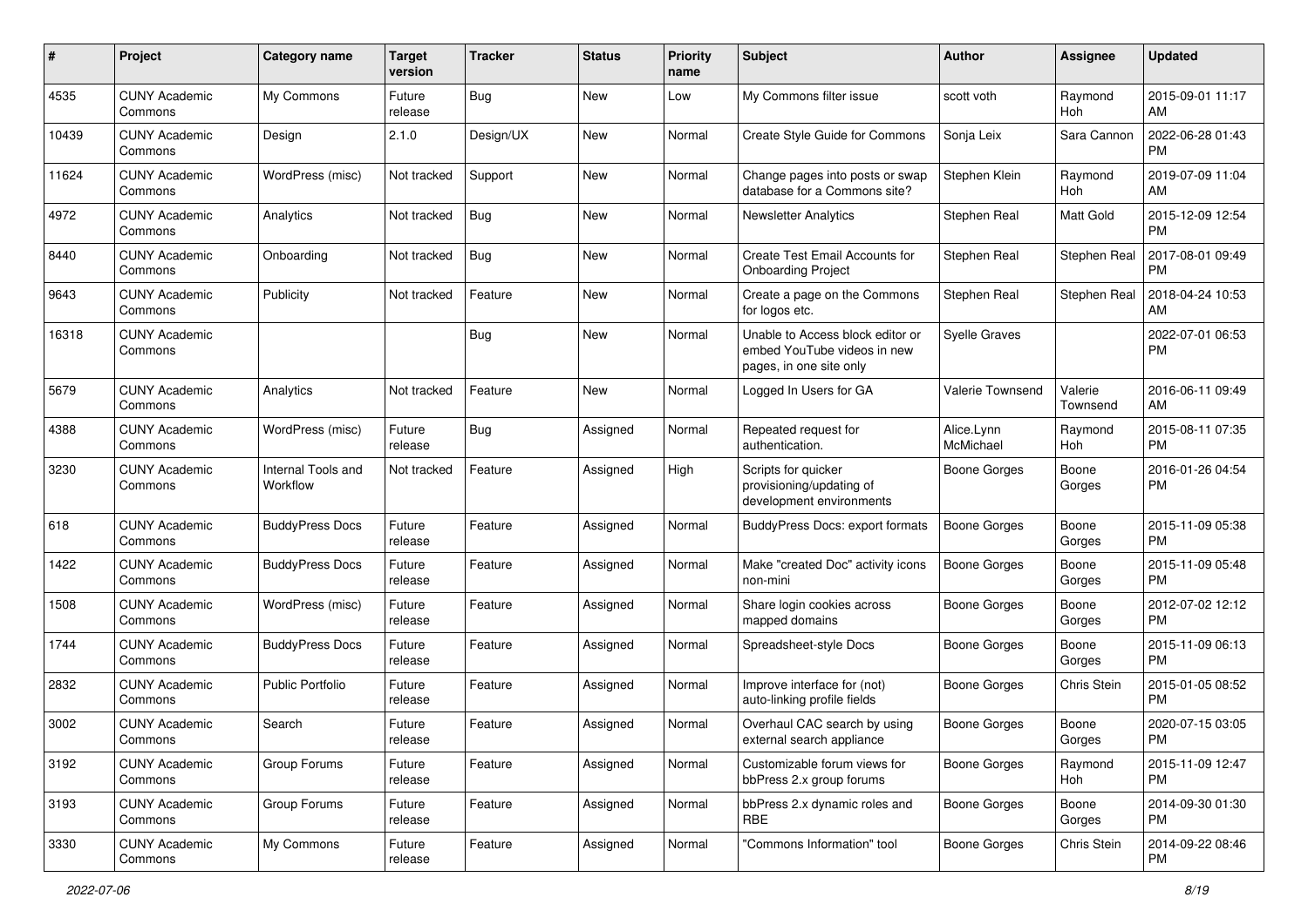| # | Project | Category name | Target version | Tracker | Status | Priority name | Subject | Author | Assignee | Updated |
|---|---|---|---|---|---|---|---|---|---|---|
| 4535 | CUNY Academic Commons | My Commons | Future release | Bug | New | Low | My Commons filter issue | scott voth | Raymond Hoh | 2015-09-01 11:17 AM |
| 10439 | CUNY Academic Commons | Design | 2.1.0 | Design/UX | New | Normal | Create Style Guide for Commons | Sonja Leix | Sara Cannon | 2022-06-28 01:43 PM |
| 11624 | CUNY Academic Commons | WordPress (misc) | Not tracked | Support | New | Normal | Change pages into posts or swap database for a Commons site? | Stephen Klein | Raymond Hoh | 2019-07-09 11:04 AM |
| 4972 | CUNY Academic Commons | Analytics | Not tracked | Bug | New | Normal | Newsletter Analytics | Stephen Real | Matt Gold | 2015-12-09 12:54 PM |
| 8440 | CUNY Academic Commons | Onboarding | Not tracked | Bug | New | Normal | Create Test Email Accounts for Onboarding Project | Stephen Real | Stephen Real | 2017-08-01 09:49 PM |
| 9643 | CUNY Academic Commons | Publicity | Not tracked | Feature | New | Normal | Create a page on the Commons for logos etc. | Stephen Real | Stephen Real | 2018-04-24 10:53 AM |
| 16318 | CUNY Academic Commons | | | Bug | New | Normal | Unable to Access block editor or embed YouTube videos in new pages, in one site only | Syelle Graves | | 2022-07-01 06:53 PM |
| 5679 | CUNY Academic Commons | Analytics | Not tracked | Feature | New | Normal | Logged In Users for GA | Valerie Townsend | Valerie Townsend | 2016-06-11 09:49 AM |
| 4388 | CUNY Academic Commons | WordPress (misc) | Future release | Bug | Assigned | Normal | Repeated request for authentication. | Alice.Lynn McMichael | Raymond Hoh | 2015-08-11 07:35 PM |
| 3230 | CUNY Academic Commons | Internal Tools and Workflow | Not tracked | Feature | Assigned | High | Scripts for quicker provisioning/updating of development environments | Boone Gorges | Boone Gorges | 2016-01-26 04:54 PM |
| 618 | CUNY Academic Commons | BuddyPress Docs | Future release | Feature | Assigned | Normal | BuddyPress Docs: export formats | Boone Gorges | Boone Gorges | 2015-11-09 05:38 PM |
| 1422 | CUNY Academic Commons | BuddyPress Docs | Future release | Feature | Assigned | Normal | Make "created Doc" activity icons non-mini | Boone Gorges | Boone Gorges | 2015-11-09 05:48 PM |
| 1508 | CUNY Academic Commons | WordPress (misc) | Future release | Feature | Assigned | Normal | Share login cookies across mapped domains | Boone Gorges | Boone Gorges | 2012-07-02 12:12 PM |
| 1744 | CUNY Academic Commons | BuddyPress Docs | Future release | Feature | Assigned | Normal | Spreadsheet-style Docs | Boone Gorges | Boone Gorges | 2015-11-09 06:13 PM |
| 2832 | CUNY Academic Commons | Public Portfolio | Future release | Feature | Assigned | Normal | Improve interface for (not) auto-linking profile fields | Boone Gorges | Chris Stein | 2015-01-05 08:52 PM |
| 3002 | CUNY Academic Commons | Search | Future release | Feature | Assigned | Normal | Overhaul CAC search by using external search appliance | Boone Gorges | Boone Gorges | 2020-07-15 03:05 PM |
| 3192 | CUNY Academic Commons | Group Forums | Future release | Feature | Assigned | Normal | Customizable forum views for bbPress 2.x group forums | Boone Gorges | Raymond Hoh | 2015-11-09 12:47 PM |
| 3193 | CUNY Academic Commons | Group Forums | Future release | Feature | Assigned | Normal | bbPress 2.x dynamic roles and RBE | Boone Gorges | Boone Gorges | 2014-09-30 01:30 PM |
| 3330 | CUNY Academic Commons | My Commons | Future release | Feature | Assigned | Normal | "Commons Information" tool | Boone Gorges | Chris Stein | 2014-09-22 08:46 PM |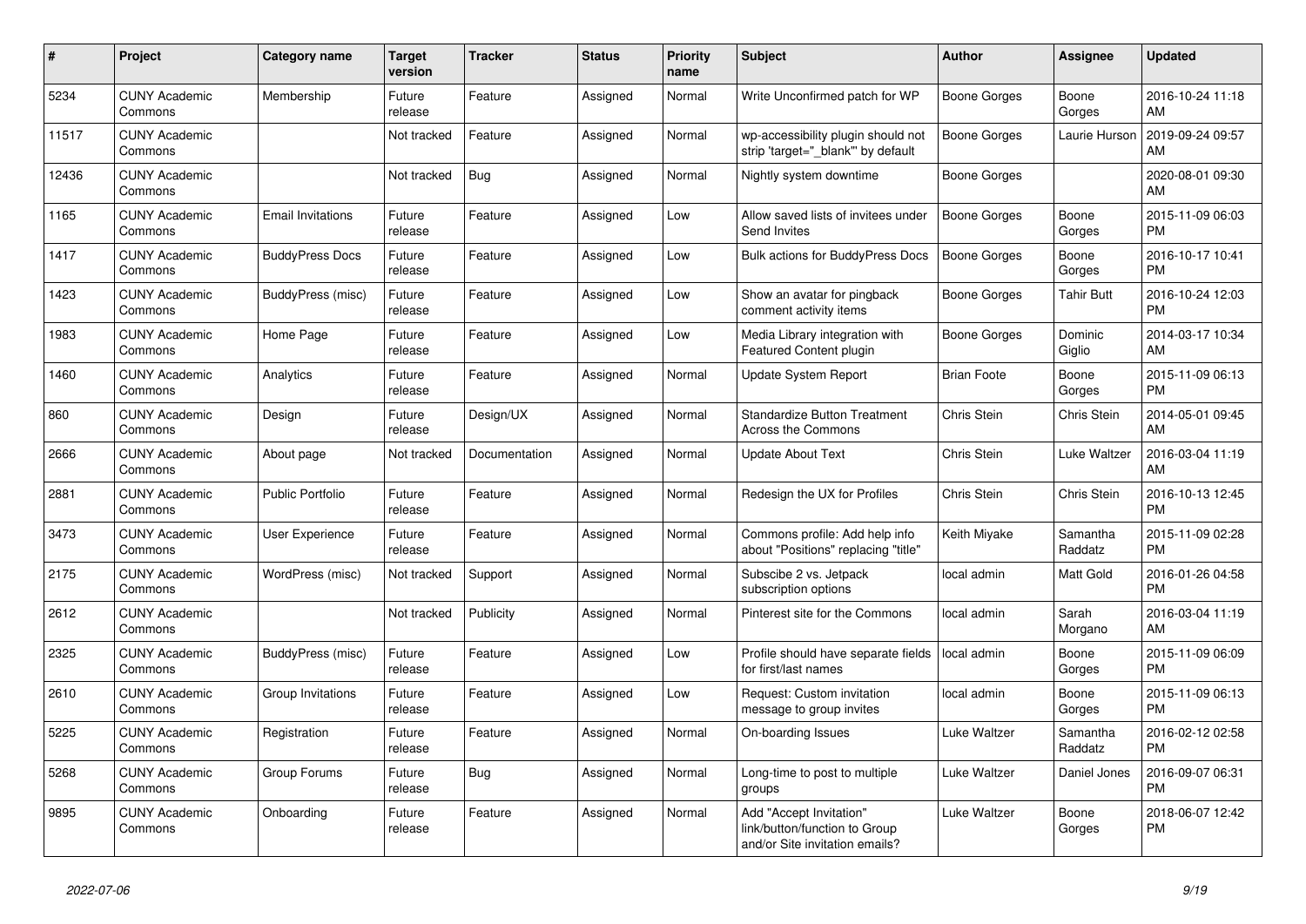| # | Project | Category name | Target version | Tracker | Status | Priority name | Subject | Author | Assignee | Updated |
|---|---|---|---|---|---|---|---|---|---|---|
| 5234 | CUNY Academic Commons | Membership | Future release | Feature | Assigned | Normal | Write Unconfirmed patch for WP | Boone Gorges | Boone Gorges | 2016-10-24 11:18 AM |
| 11517 | CUNY Academic Commons | | Not tracked | Feature | Assigned | Normal | wp-accessibility plugin should not strip 'target="_blank"' by default | Boone Gorges | Laurie Hurson | 2019-09-24 09:57 AM |
| 12436 | CUNY Academic Commons | | Not tracked | Bug | Assigned | Normal | Nightly system downtime | Boone Gorges | | 2020-08-01 09:30 AM |
| 1165 | CUNY Academic Commons | Email Invitations | Future release | Feature | Assigned | Low | Allow saved lists of invitees under Send Invites | Boone Gorges | Boone Gorges | 2015-11-09 06:03 PM |
| 1417 | CUNY Academic Commons | BuddyPress Docs | Future release | Feature | Assigned | Low | Bulk actions for BuddyPress Docs | Boone Gorges | Boone Gorges | 2016-10-17 10:41 PM |
| 1423 | CUNY Academic Commons | BuddyPress (misc) | Future release | Feature | Assigned | Low | Show an avatar for pingback comment activity items | Boone Gorges | Tahir Butt | 2016-10-24 12:03 PM |
| 1983 | CUNY Academic Commons | Home Page | Future release | Feature | Assigned | Low | Media Library integration with Featured Content plugin | Boone Gorges | Dominic Giglio | 2014-03-17 10:34 AM |
| 1460 | CUNY Academic Commons | Analytics | Future release | Feature | Assigned | Normal | Update System Report | Brian Foote | Boone Gorges | 2015-11-09 06:13 PM |
| 860 | CUNY Academic Commons | Design | Future release | Design/UX | Assigned | Normal | Standardize Button Treatment Across the Commons | Chris Stein | Chris Stein | 2014-05-01 09:45 AM |
| 2666 | CUNY Academic Commons | About page | Not tracked | Documentation | Assigned | Normal | Update About Text | Chris Stein | Luke Waltzer | 2016-03-04 11:19 AM |
| 2881 | CUNY Academic Commons | Public Portfolio | Future release | Feature | Assigned | Normal | Redesign the UX for Profiles | Chris Stein | Chris Stein | 2016-10-13 12:45 PM |
| 3473 | CUNY Academic Commons | User Experience | Future release | Feature | Assigned | Normal | Commons profile: Add help info about "Positions" replacing "title" | Keith Miyake | Samantha Raddatz | 2015-11-09 02:28 PM |
| 2175 | CUNY Academic Commons | WordPress (misc) | Not tracked | Support | Assigned | Normal | Subscibe 2 vs. Jetpack subscription options | local admin | Matt Gold | 2016-01-26 04:58 PM |
| 2612 | CUNY Academic Commons | | Not tracked | Publicity | Assigned | Normal | Pinterest site for the Commons | local admin | Sarah Morgano | 2016-03-04 11:19 AM |
| 2325 | CUNY Academic Commons | BuddyPress (misc) | Future release | Feature | Assigned | Low | Profile should have separate fields for first/last names | local admin | Boone Gorges | 2015-11-09 06:09 PM |
| 2610 | CUNY Academic Commons | Group Invitations | Future release | Feature | Assigned | Low | Request: Custom invitation message to group invites | local admin | Boone Gorges | 2015-11-09 06:13 PM |
| 5225 | CUNY Academic Commons | Registration | Future release | Feature | Assigned | Normal | On-boarding Issues | Luke Waltzer | Samantha Raddatz | 2016-02-12 02:58 PM |
| 5268 | CUNY Academic Commons | Group Forums | Future release | Bug | Assigned | Normal | Long-time to post to multiple groups | Luke Waltzer | Daniel Jones | 2016-09-07 06:31 PM |
| 9895 | CUNY Academic Commons | Onboarding | Future release | Feature | Assigned | Normal | Add "Accept Invitation" link/button/function to Group and/or Site invitation emails? | Luke Waltzer | Boone Gorges | 2018-06-07 12:42 PM |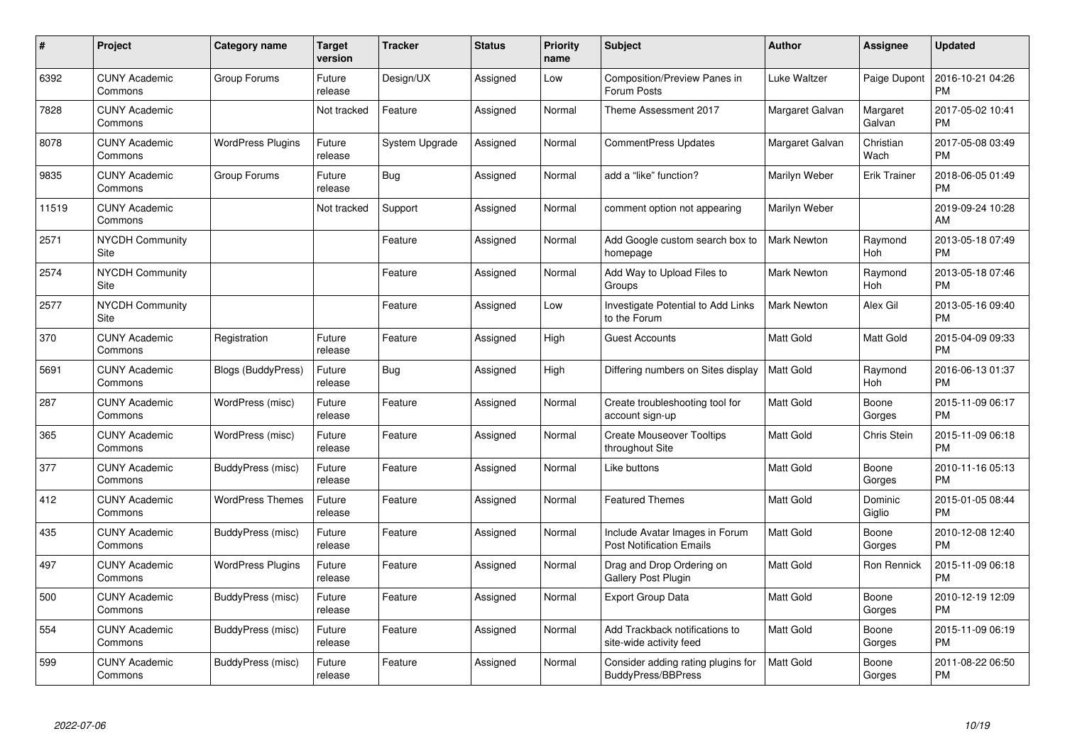| # | Project | Category name | Target version | Tracker | Status | Priority name | Subject | Author | Assignee | Updated |
|---|---|---|---|---|---|---|---|---|---|---|
| 6392 | CUNY Academic Commons | Group Forums | Future release | Design/UX | Assigned | Low | Composition/Preview Panes in Forum Posts | Luke Waltzer | Paige Dupont | 2016-10-21 04:26 PM |
| 7828 | CUNY Academic Commons | | Not tracked | Feature | Assigned | Normal | Theme Assessment 2017 | Margaret Galvan | Margaret Galvan | 2017-05-02 10:41 PM |
| 8078 | CUNY Academic Commons | WordPress Plugins | Future release | System Upgrade | Assigned | Normal | CommentPress Updates | Margaret Galvan | Christian Wach | 2017-05-08 03:49 PM |
| 9835 | CUNY Academic Commons | Group Forums | Future release | Bug | Assigned | Normal | add a "like" function? | Marilyn Weber | Erik Trainer | 2018-06-05 01:49 PM |
| 11519 | CUNY Academic Commons | | Not tracked | Support | Assigned | Normal | comment option not appearing | Marilyn Weber | | 2019-09-24 10:28 AM |
| 2571 | NYCDH Community Site | | | Feature | Assigned | Normal | Add Google custom search box to homepage | Mark Newton | Raymond Hoh | 2013-05-18 07:49 PM |
| 2574 | NYCDH Community Site | | | Feature | Assigned | Normal | Add Way to Upload Files to Groups | Mark Newton | Raymond Hoh | 2013-05-18 07:46 PM |
| 2577 | NYCDH Community Site | | | Feature | Assigned | Low | Investigate Potential to Add Links to the Forum | Mark Newton | Alex Gil | 2013-05-16 09:40 PM |
| 370 | CUNY Academic Commons | Registration | Future release | Feature | Assigned | High | Guest Accounts | Matt Gold | Matt Gold | 2015-04-09 09:33 PM |
| 5691 | CUNY Academic Commons | Blogs (BuddyPress) | Future release | Bug | Assigned | High | Differing numbers on Sites display | Matt Gold | Raymond Hoh | 2016-06-13 01:37 PM |
| 287 | CUNY Academic Commons | WordPress (misc) | Future release | Feature | Assigned | Normal | Create troubleshooting tool for account sign-up | Matt Gold | Boone Gorges | 2015-11-09 06:17 PM |
| 365 | CUNY Academic Commons | WordPress (misc) | Future release | Feature | Assigned | Normal | Create Mouseover Tooltips throughout Site | Matt Gold | Chris Stein | 2015-11-09 06:18 PM |
| 377 | CUNY Academic Commons | BuddyPress (misc) | Future release | Feature | Assigned | Normal | Like buttons | Matt Gold | Boone Gorges | 2010-11-16 05:13 PM |
| 412 | CUNY Academic Commons | WordPress Themes | Future release | Feature | Assigned | Normal | Featured Themes | Matt Gold | Dominic Giglio | 2015-01-05 08:44 PM |
| 435 | CUNY Academic Commons | BuddyPress (misc) | Future release | Feature | Assigned | Normal | Include Avatar Images in Forum Post Notification Emails | Matt Gold | Boone Gorges | 2010-12-08 12:40 PM |
| 497 | CUNY Academic Commons | WordPress Plugins | Future release | Feature | Assigned | Normal | Drag and Drop Ordering on Gallery Post Plugin | Matt Gold | Ron Rennick | 2015-11-09 06:18 PM |
| 500 | CUNY Academic Commons | BuddyPress (misc) | Future release | Feature | Assigned | Normal | Export Group Data | Matt Gold | Boone Gorges | 2010-12-19 12:09 PM |
| 554 | CUNY Academic Commons | BuddyPress (misc) | Future release | Feature | Assigned | Normal | Add Trackback notifications to site-wide activity feed | Matt Gold | Boone Gorges | 2015-11-09 06:19 PM |
| 599 | CUNY Academic Commons | BuddyPress (misc) | Future release | Feature | Assigned | Normal | Consider adding rating plugins for BuddyPress/BBPress | Matt Gold | Boone Gorges | 2011-08-22 06:50 PM |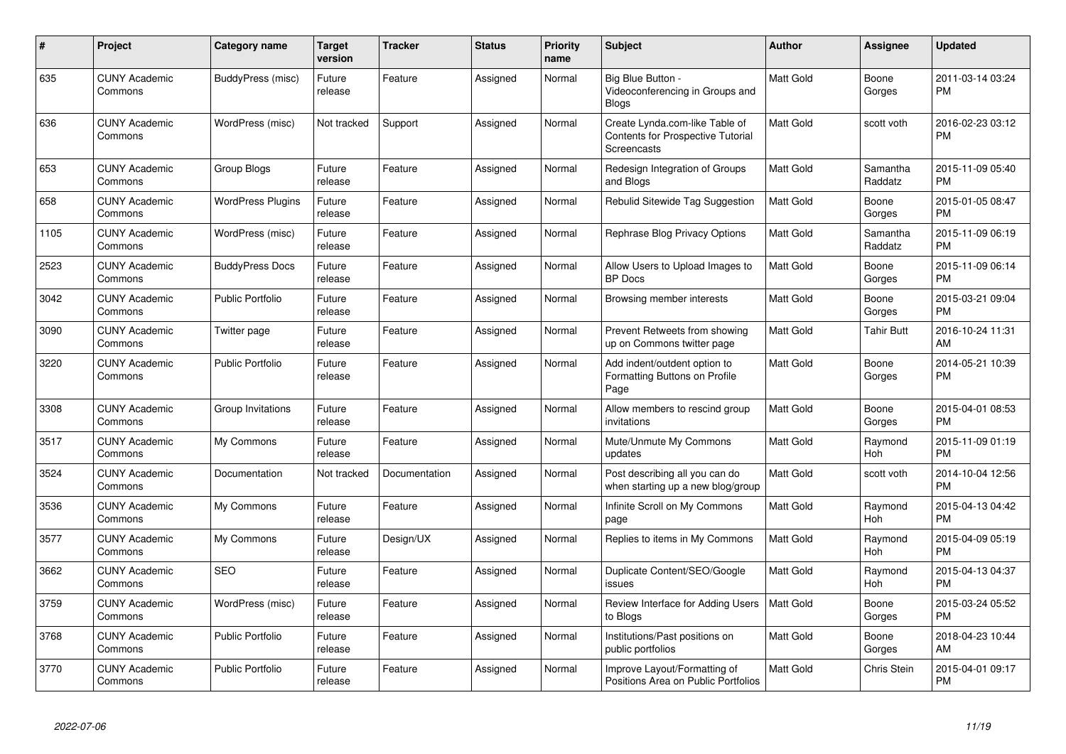| # | Project | Category name | Target version | Tracker | Status | Priority name | Subject | Author | Assignee | Updated |
|---|---|---|---|---|---|---|---|---|---|---|
| 635 | CUNY Academic Commons | BuddyPress (misc) | Future release | Feature | Assigned | Normal | Big Blue Button - Videoconferencing in Groups and Blogs | Matt Gold | Boone Gorges | 2011-03-14 03:24 PM |
| 636 | CUNY Academic Commons | WordPress (misc) | Not tracked | Support | Assigned | Normal | Create Lynda.com-like Table of Contents for Prospective Tutorial Screencasts | Matt Gold | scott voth | 2016-02-23 03:12 PM |
| 653 | CUNY Academic Commons | Group Blogs | Future release | Feature | Assigned | Normal | Redesign Integration of Groups and Blogs | Matt Gold | Samantha Raddatz | 2015-11-09 05:40 PM |
| 658 | CUNY Academic Commons | WordPress Plugins | Future release | Feature | Assigned | Normal | Rebulid Sitewide Tag Suggestion | Matt Gold | Boone Gorges | 2015-01-05 08:47 PM |
| 1105 | CUNY Academic Commons | WordPress (misc) | Future release | Feature | Assigned | Normal | Rephrase Blog Privacy Options | Matt Gold | Samantha Raddatz | 2015-11-09 06:19 PM |
| 2523 | CUNY Academic Commons | BuddyPress Docs | Future release | Feature | Assigned | Normal | Allow Users to Upload Images to BP Docs | Matt Gold | Boone Gorges | 2015-11-09 06:14 PM |
| 3042 | CUNY Academic Commons | Public Portfolio | Future release | Feature | Assigned | Normal | Browsing member interests | Matt Gold | Boone Gorges | 2015-03-21 09:04 PM |
| 3090 | CUNY Academic Commons | Twitter page | Future release | Feature | Assigned | Normal | Prevent Retweets from showing up on Commons twitter page | Matt Gold | Tahir Butt | 2016-10-24 11:31 AM |
| 3220 | CUNY Academic Commons | Public Portfolio | Future release | Feature | Assigned | Normal | Add indent/outdent option to Formatting Buttons on Profile Page | Matt Gold | Boone Gorges | 2014-05-21 10:39 PM |
| 3308 | CUNY Academic Commons | Group Invitations | Future release | Feature | Assigned | Normal | Allow members to rescind group invitations | Matt Gold | Boone Gorges | 2015-04-01 08:53 PM |
| 3517 | CUNY Academic Commons | My Commons | Future release | Feature | Assigned | Normal | Mute/Unmute My Commons updates | Matt Gold | Raymond Hoh | 2015-11-09 01:19 PM |
| 3524 | CUNY Academic Commons | Documentation | Not tracked | Documentation | Assigned | Normal | Post describing all you can do when starting up a new blog/group | Matt Gold | scott voth | 2014-10-04 12:56 PM |
| 3536 | CUNY Academic Commons | My Commons | Future release | Feature | Assigned | Normal | Infinite Scroll on My Commons page | Matt Gold | Raymond Hoh | 2015-04-13 04:42 PM |
| 3577 | CUNY Academic Commons | My Commons | Future release | Design/UX | Assigned | Normal | Replies to items in My Commons | Matt Gold | Raymond Hoh | 2015-04-09 05:19 PM |
| 3662 | CUNY Academic Commons | SEO | Future release | Feature | Assigned | Normal | Duplicate Content/SEO/Google issues | Matt Gold | Raymond Hoh | 2015-04-13 04:37 PM |
| 3759 | CUNY Academic Commons | WordPress (misc) | Future release | Feature | Assigned | Normal | Review Interface for Adding Users to Blogs | Matt Gold | Boone Gorges | 2015-03-24 05:52 PM |
| 3768 | CUNY Academic Commons | Public Portfolio | Future release | Feature | Assigned | Normal | Institutions/Past positions on public portfolios | Matt Gold | Boone Gorges | 2018-04-23 10:44 AM |
| 3770 | CUNY Academic Commons | Public Portfolio | Future release | Feature | Assigned | Normal | Improve Layout/Formatting of Positions Area on Public Portfolios | Matt Gold | Chris Stein | 2015-04-01 09:17 PM |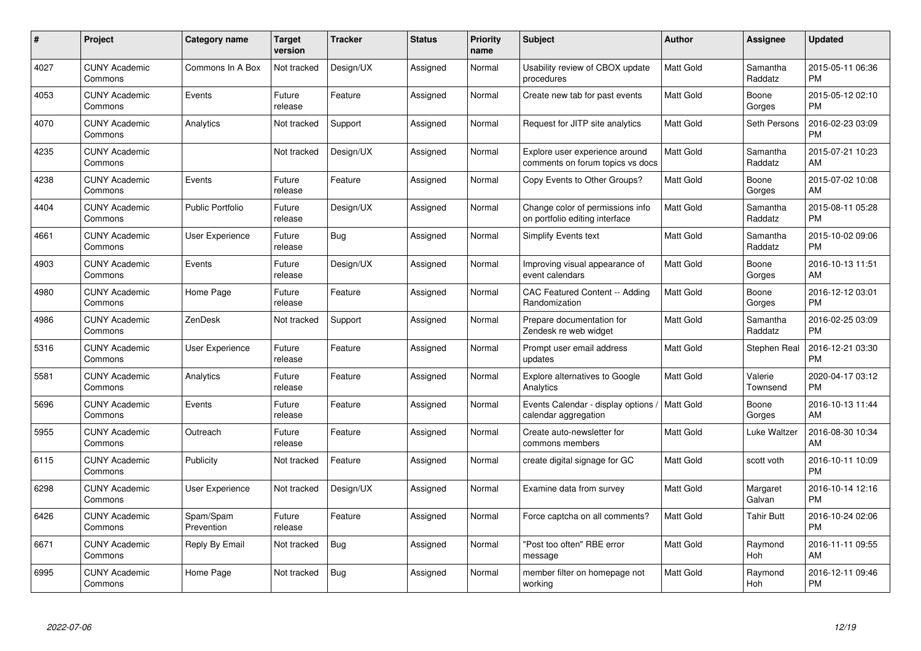| # | Project | Category name | Target version | Tracker | Status | Priority name | Subject | Author | Assignee | Updated |
|---|---|---|---|---|---|---|---|---|---|---|
| 4027 | CUNY Academic Commons | Commons In A Box | Not tracked | Design/UX | Assigned | Normal | Usability review of CBOX update procedures | Matt Gold | Samantha Raddatz | 2015-05-11 06:36 PM |
| 4053 | CUNY Academic Commons | Events | Future release | Feature | Assigned | Normal | Create new tab for past events | Matt Gold | Boone Gorges | 2015-05-12 02:10 PM |
| 4070 | CUNY Academic Commons | Analytics | Not tracked | Support | Assigned | Normal | Request for JITP site analytics | Matt Gold | Seth Persons | 2016-02-23 03:09 PM |
| 4235 | CUNY Academic Commons | | Not tracked | Design/UX | Assigned | Normal | Explore user experience around comments on forum topics vs docs | Matt Gold | Samantha Raddatz | 2015-07-21 10:23 AM |
| 4238 | CUNY Academic Commons | Events | Future release | Feature | Assigned | Normal | Copy Events to Other Groups? | Matt Gold | Boone Gorges | 2015-07-02 10:08 AM |
| 4404 | CUNY Academic Commons | Public Portfolio | Future release | Design/UX | Assigned | Normal | Change color of permissions info on portfolio editing interface | Matt Gold | Samantha Raddatz | 2015-08-11 05:28 PM |
| 4661 | CUNY Academic Commons | User Experience | Future release | Bug | Assigned | Normal | Simplify Events text | Matt Gold | Samantha Raddatz | 2015-10-02 09:06 PM |
| 4903 | CUNY Academic Commons | Events | Future release | Design/UX | Assigned | Normal | Improving visual appearance of event calendars | Matt Gold | Boone Gorges | 2016-10-13 11:51 AM |
| 4980 | CUNY Academic Commons | Home Page | Future release | Feature | Assigned | Normal | CAC Featured Content -- Adding Randomization | Matt Gold | Boone Gorges | 2016-12-12 03:01 PM |
| 4986 | CUNY Academic Commons | ZenDesk | Not tracked | Support | Assigned | Normal | Prepare documentation for Zendesk re web widget | Matt Gold | Samantha Raddatz | 2016-02-25 03:09 PM |
| 5316 | CUNY Academic Commons | User Experience | Future release | Feature | Assigned | Normal | Prompt user email address updates | Matt Gold | Stephen Real | 2016-12-21 03:30 PM |
| 5581 | CUNY Academic Commons | Analytics | Future release | Feature | Assigned | Normal | Explore alternatives to Google Analytics | Matt Gold | Valerie Townsend | 2020-04-17 03:12 PM |
| 5696 | CUNY Academic Commons | Events | Future release | Feature | Assigned | Normal | Events Calendar - display options / calendar aggregation | Matt Gold | Boone Gorges | 2016-10-13 11:44 AM |
| 5955 | CUNY Academic Commons | Outreach | Future release | Feature | Assigned | Normal | Create auto-newsletter for commons members | Matt Gold | Luke Waltzer | 2016-08-30 10:34 AM |
| 6115 | CUNY Academic Commons | Publicity | Not tracked | Feature | Assigned | Normal | create digital signage for GC | Matt Gold | scott voth | 2016-10-11 10:09 PM |
| 6298 | CUNY Academic Commons | User Experience | Not tracked | Design/UX | Assigned | Normal | Examine data from survey | Matt Gold | Margaret Galvan | 2016-10-14 12:16 PM |
| 6426 | CUNY Academic Commons | Spam/Spam Prevention | Future release | Feature | Assigned | Normal | Force captcha on all comments? | Matt Gold | Tahir Butt | 2016-10-24 02:06 PM |
| 6671 | CUNY Academic Commons | Reply By Email | Not tracked | Bug | Assigned | Normal | "Post too often" RBE error message | Matt Gold | Raymond Hoh | 2016-11-11 09:55 AM |
| 6995 | CUNY Academic Commons | Home Page | Not tracked | Bug | Assigned | Normal | member filter on homepage not working | Matt Gold | Raymond Hoh | 2016-12-11 09:46 PM |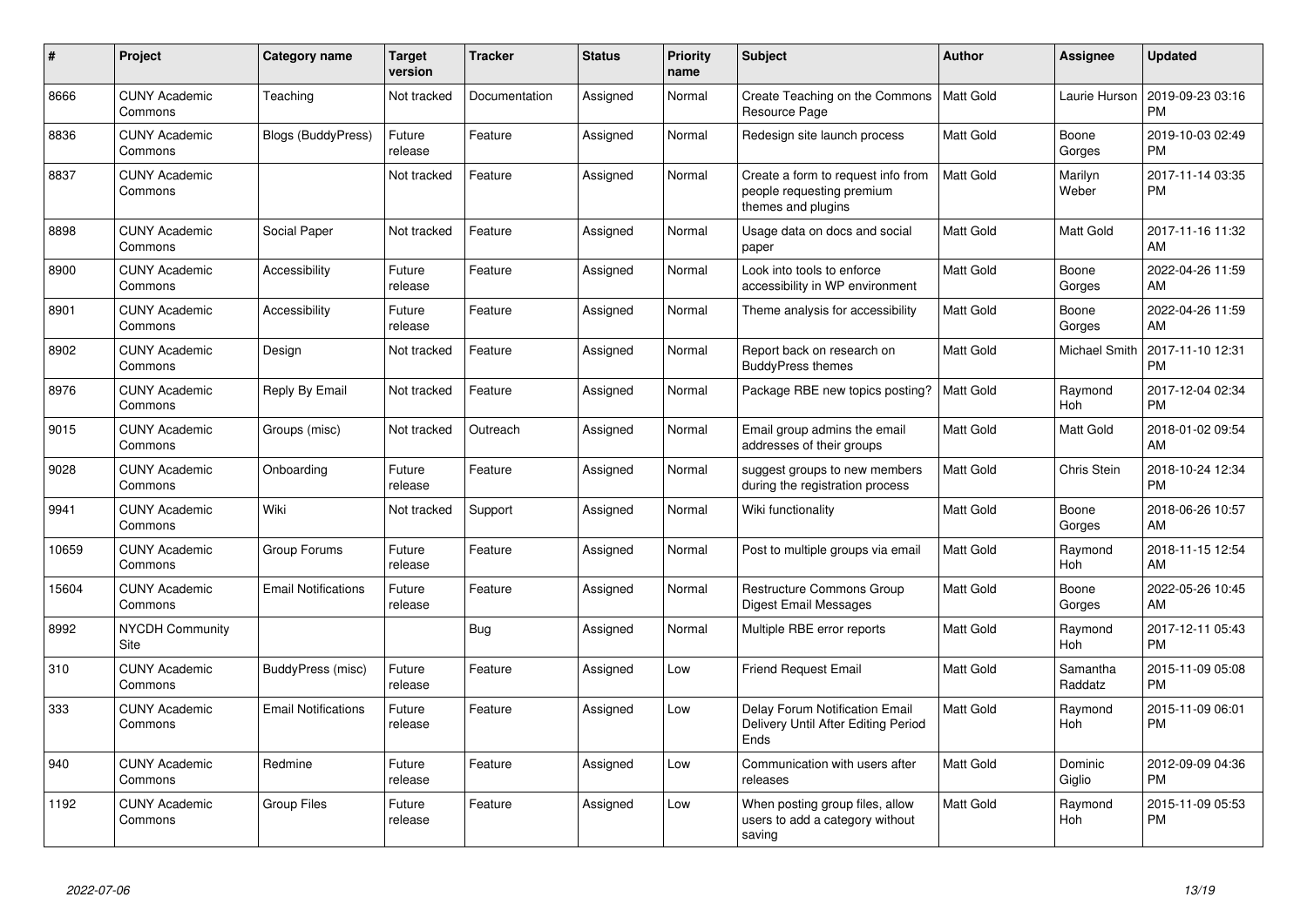| # | Project | Category name | Target version | Tracker | Status | Priority name | Subject | Author | Assignee | Updated |
|---|---|---|---|---|---|---|---|---|---|---|
| 8666 | CUNY Academic Commons | Teaching | Not tracked | Documentation | Assigned | Normal | Create Teaching on the Commons Resource Page | Matt Gold | Laurie Hurson | 2019-09-23 03:16 PM |
| 8836 | CUNY Academic Commons | Blogs (BuddyPress) | Future release | Feature | Assigned | Normal | Redesign site launch process | Matt Gold | Boone Gorges | 2019-10-03 02:49 PM |
| 8837 | CUNY Academic Commons | | Not tracked | Feature | Assigned | Normal | Create a form to request info from people requesting premium themes and plugins | Matt Gold | Marilyn Weber | 2017-11-14 03:35 PM |
| 8898 | CUNY Academic Commons | Social Paper | Not tracked | Feature | Assigned | Normal | Usage data on docs and social paper | Matt Gold | Matt Gold | 2017-11-16 11:32 AM |
| 8900 | CUNY Academic Commons | Accessibility | Future release | Feature | Assigned | Normal | Look into tools to enforce accessibility in WP environment | Matt Gold | Boone Gorges | 2022-04-26 11:59 AM |
| 8901 | CUNY Academic Commons | Accessibility | Future release | Feature | Assigned | Normal | Theme analysis for accessibility | Matt Gold | Boone Gorges | 2022-04-26 11:59 AM |
| 8902 | CUNY Academic Commons | Design | Not tracked | Feature | Assigned | Normal | Report back on research on BuddyPress themes | Matt Gold | Michael Smith | 2017-11-10 12:31 PM |
| 8976 | CUNY Academic Commons | Reply By Email | Not tracked | Feature | Assigned | Normal | Package RBE new topics posting? | Matt Gold | Raymond Hoh | 2017-12-04 02:34 PM |
| 9015 | CUNY Academic Commons | Groups (misc) | Not tracked | Outreach | Assigned | Normal | Email group admins the email addresses of their groups | Matt Gold | Matt Gold | 2018-01-02 09:54 AM |
| 9028 | CUNY Academic Commons | Onboarding | Future release | Feature | Assigned | Normal | suggest groups to new members during the registration process | Matt Gold | Chris Stein | 2018-10-24 12:34 PM |
| 9941 | CUNY Academic Commons | Wiki | Not tracked | Support | Assigned | Normal | Wiki functionality | Matt Gold | Boone Gorges | 2018-06-26 10:57 AM |
| 10659 | CUNY Academic Commons | Group Forums | Future release | Feature | Assigned | Normal | Post to multiple groups via email | Matt Gold | Raymond Hoh | 2018-11-15 12:54 AM |
| 15604 | CUNY Academic Commons | Email Notifications | Future release | Feature | Assigned | Normal | Restructure Commons Group Digest Email Messages | Matt Gold | Boone Gorges | 2022-05-26 10:45 AM |
| 8992 | NYCDH Community Site | | | Bug | Assigned | Normal | Multiple RBE error reports | Matt Gold | Raymond Hoh | 2017-12-11 05:43 PM |
| 310 | CUNY Academic Commons | BuddyPress (misc) | Future release | Feature | Assigned | Low | Friend Request Email | Matt Gold | Samantha Raddatz | 2015-11-09 05:08 PM |
| 333 | CUNY Academic Commons | Email Notifications | Future release | Feature | Assigned | Low | Delay Forum Notification Email Delivery Until After Editing Period Ends | Matt Gold | Raymond Hoh | 2015-11-09 06:01 PM |
| 940 | CUNY Academic Commons | Redmine | Future release | Feature | Assigned | Low | Communication with users after releases | Matt Gold | Dominic Giglio | 2012-09-09 04:36 PM |
| 1192 | CUNY Academic Commons | Group Files | Future release | Feature | Assigned | Low | When posting group files, allow users to add a category without saving | Matt Gold | Raymond Hoh | 2015-11-09 05:53 PM |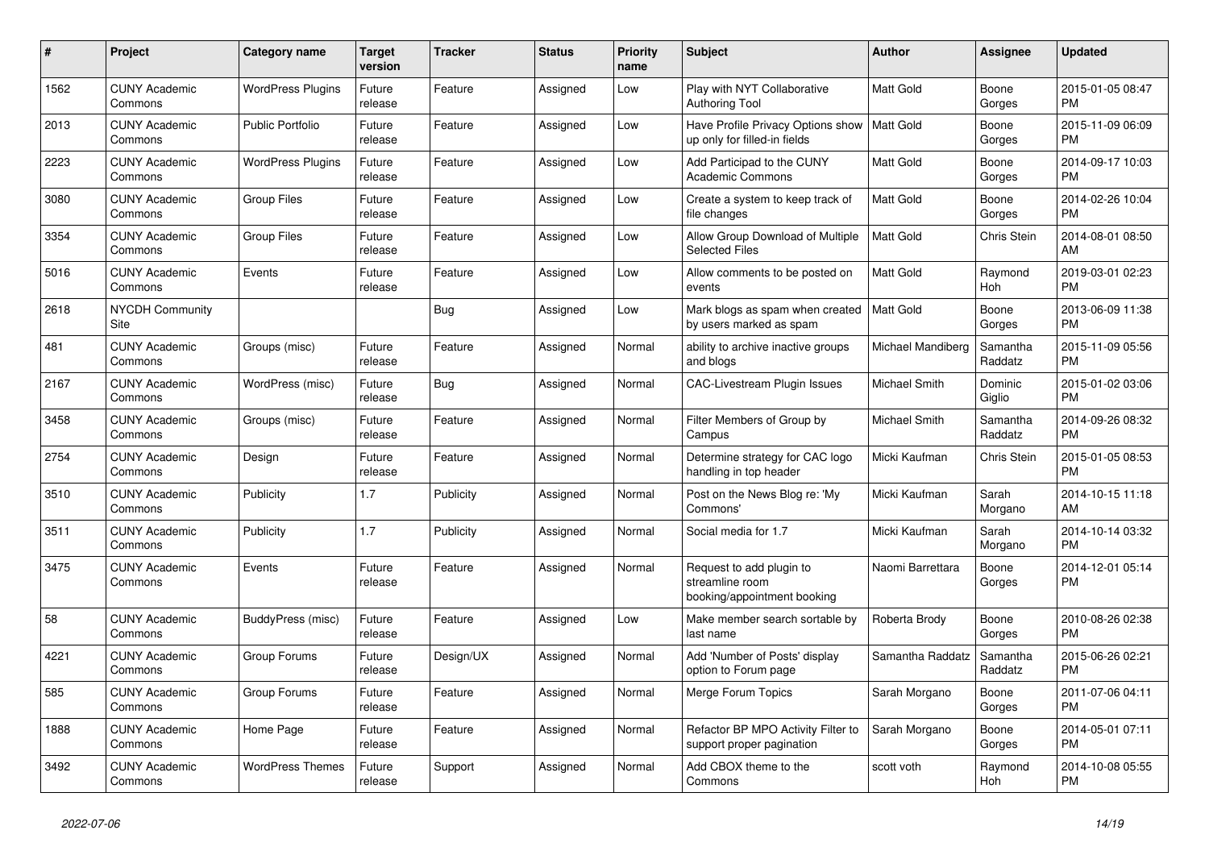| # | Project | Category name | Target version | Tracker | Status | Priority name | Subject | Author | Assignee | Updated |
|---|---|---|---|---|---|---|---|---|---|---|
| 1562 | CUNY Academic Commons | WordPress Plugins | Future release | Feature | Assigned | Low | Play with NYT Collaborative Authoring Tool | Matt Gold | Boone Gorges | 2015-01-05 08:47 PM |
| 2013 | CUNY Academic Commons | Public Portfolio | Future release | Feature | Assigned | Low | Have Profile Privacy Options show up only for filled-in fields | Matt Gold | Boone Gorges | 2015-11-09 06:09 PM |
| 2223 | CUNY Academic Commons | WordPress Plugins | Future release | Feature | Assigned | Low | Add Participad to the CUNY Academic Commons | Matt Gold | Boone Gorges | 2014-09-17 10:03 PM |
| 3080 | CUNY Academic Commons | Group Files | Future release | Feature | Assigned | Low | Create a system to keep track of file changes | Matt Gold | Boone Gorges | 2014-02-26 10:04 PM |
| 3354 | CUNY Academic Commons | Group Files | Future release | Feature | Assigned | Low | Allow Group Download of Multiple Selected Files | Matt Gold | Chris Stein | 2014-08-01 08:50 AM |
| 5016 | CUNY Academic Commons | Events | Future release | Feature | Assigned | Low | Allow comments to be posted on events | Matt Gold | Raymond Hoh | 2019-03-01 02:23 PM |
| 2618 | NYCDH Community Site | | | Bug | Assigned | Low | Mark blogs as spam when created by users marked as spam | Matt Gold | Boone Gorges | 2013-06-09 11:38 PM |
| 481 | CUNY Academic Commons | Groups (misc) | Future release | Feature | Assigned | Normal | ability to archive inactive groups and blogs | Michael Mandiberg | Samantha Raddatz | 2015-11-09 05:56 PM |
| 2167 | CUNY Academic Commons | WordPress (misc) | Future release | Bug | Assigned | Normal | CAC-Livestream Plugin Issues | Michael Smith | Dominic Giglio | 2015-01-02 03:06 PM |
| 3458 | CUNY Academic Commons | Groups (misc) | Future release | Feature | Assigned | Normal | Filter Members of Group by Campus | Michael Smith | Samantha Raddatz | 2014-09-26 08:32 PM |
| 2754 | CUNY Academic Commons | Design | Future release | Feature | Assigned | Normal | Determine strategy for CAC logo handling in top header | Micki Kaufman | Chris Stein | 2015-01-05 08:53 PM |
| 3510 | CUNY Academic Commons | Publicity | 1.7 | Publicity | Assigned | Normal | Post on the News Blog re: 'My Commons' | Micki Kaufman | Sarah Morgano | 2014-10-15 11:18 AM |
| 3511 | CUNY Academic Commons | Publicity | 1.7 | Publicity | Assigned | Normal | Social media for 1.7 | Micki Kaufman | Sarah Morgano | 2014-10-14 03:32 PM |
| 3475 | CUNY Academic Commons | Events | Future release | Feature | Assigned | Normal | Request to add plugin to streamline room booking/appointment booking | Naomi Barrettara | Boone Gorges | 2014-12-01 05:14 PM |
| 58 | CUNY Academic Commons | BuddyPress (misc) | Future release | Feature | Assigned | Low | Make member search sortable by last name | Roberta Brody | Boone Gorges | 2010-08-26 02:38 PM |
| 4221 | CUNY Academic Commons | Group Forums | Future release | Design/UX | Assigned | Normal | Add 'Number of Posts' display option to Forum page | Samantha Raddatz | Samantha Raddatz | 2015-06-26 02:21 PM |
| 585 | CUNY Academic Commons | Group Forums | Future release | Feature | Assigned | Normal | Merge Forum Topics | Sarah Morgano | Boone Gorges | 2011-07-06 04:11 PM |
| 1888 | CUNY Academic Commons | Home Page | Future release | Feature | Assigned | Normal | Refactor BP MPO Activity Filter to support proper pagination | Sarah Morgano | Boone Gorges | 2014-05-01 07:11 PM |
| 3492 | CUNY Academic Commons | WordPress Themes | Future release | Support | Assigned | Normal | Add CBOX theme to the Commons | scott voth | Raymond Hoh | 2014-10-08 05:55 PM |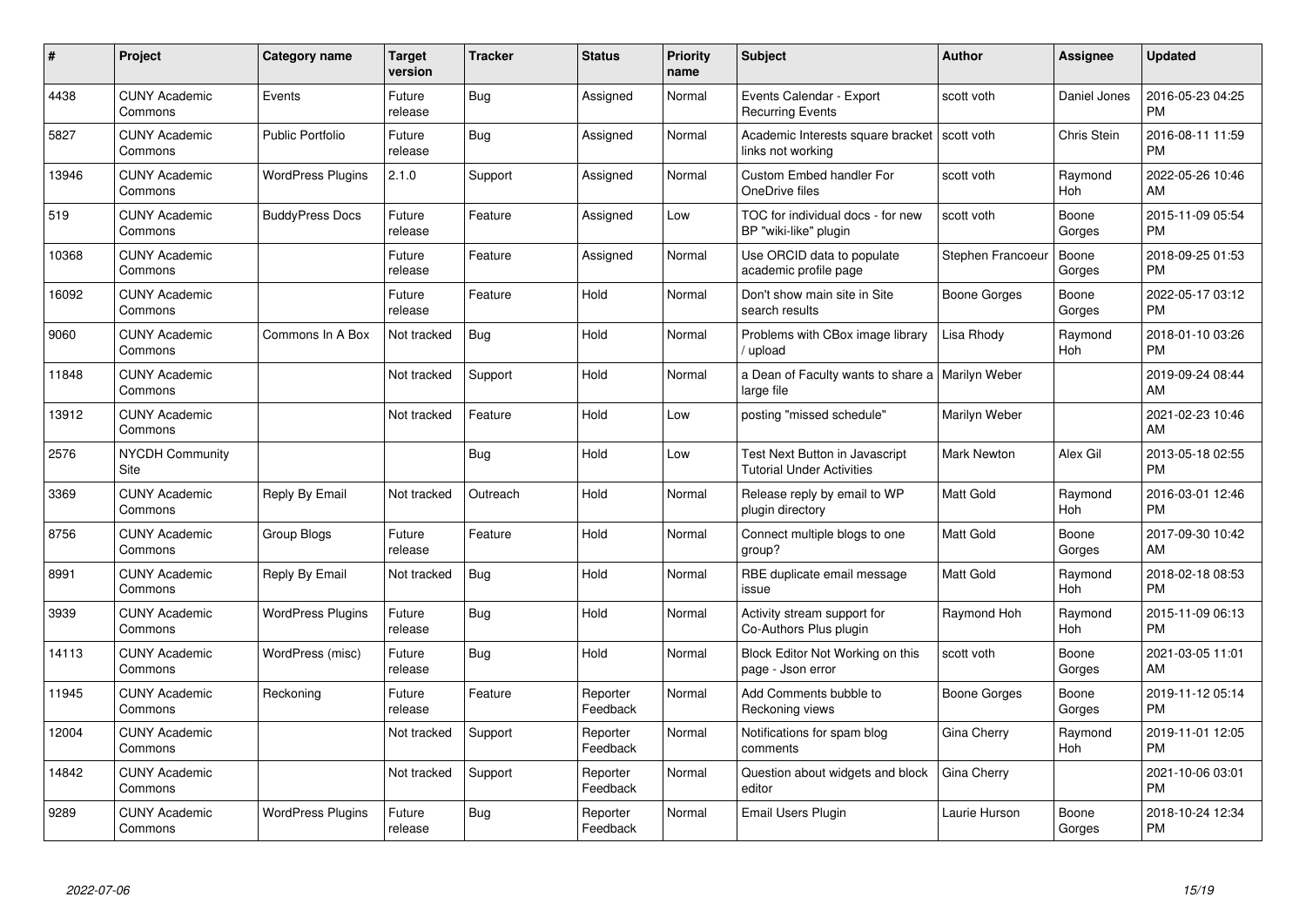| # | Project | Category name | Target version | Tracker | Status | Priority name | Subject | Author | Assignee | Updated |
|---|---|---|---|---|---|---|---|---|---|---|
| 4438 | CUNY Academic Commons | Events | Future release | Bug | Assigned | Normal | Events Calendar - Export Recurring Events | scott voth | Daniel Jones | 2016-05-23 04:25 PM |
| 5827 | CUNY Academic Commons | Public Portfolio | Future release | Bug | Assigned | Normal | Academic Interests square bracket links not working | scott voth | Chris Stein | 2016-08-11 11:59 PM |
| 13946 | CUNY Academic Commons | WordPress Plugins | 2.1.0 | Support | Assigned | Normal | Custom Embed handler For OneDrive files | scott voth | Raymond Hoh | 2022-05-26 10:46 AM |
| 519 | CUNY Academic Commons | BuddyPress Docs | Future release | Feature | Assigned | Low | TOC for individual docs - for new BP "wiki-like" plugin | scott voth | Boone Gorges | 2015-11-09 05:54 PM |
| 10368 | CUNY Academic Commons | | Future release | Feature | Assigned | Normal | Use ORCID data to populate academic profile page | Stephen Francoeur | Boone Gorges | 2018-09-25 01:53 PM |
| 16092 | CUNY Academic Commons | | Future release | Feature | Hold | Normal | Don't show main site in Site search results | Boone Gorges | Boone Gorges | 2022-05-17 03:12 PM |
| 9060 | CUNY Academic Commons | Commons In A Box | Not tracked | Bug | Hold | Normal | Problems with CBox image library / upload | Lisa Rhody | Raymond Hoh | 2018-01-10 03:26 PM |
| 11848 | CUNY Academic Commons | | Not tracked | Support | Hold | Normal | a Dean of Faculty wants to share a large file | Marilyn Weber | | 2019-09-24 08:44 AM |
| 13912 | CUNY Academic Commons | | Not tracked | Feature | Hold | Low | posting "missed schedule" | Marilyn Weber | | 2021-02-23 10:46 AM |
| 2576 | NYCDH Community Site | | | Bug | Hold | Low | Test Next Button in Javascript Tutorial Under Activities | Mark Newton | Alex Gil | 2013-05-18 02:55 PM |
| 3369 | CUNY Academic Commons | Reply By Email | Not tracked | Outreach | Hold | Normal | Release reply by email to WP plugin directory | Matt Gold | Raymond Hoh | 2016-03-01 12:46 PM |
| 8756 | CUNY Academic Commons | Group Blogs | Future release | Feature | Hold | Normal | Connect multiple blogs to one group? | Matt Gold | Boone Gorges | 2017-09-30 10:42 AM |
| 8991 | CUNY Academic Commons | Reply By Email | Not tracked | Bug | Hold | Normal | RBE duplicate email message issue | Matt Gold | Raymond Hoh | 2018-02-18 08:53 PM |
| 3939 | CUNY Academic Commons | WordPress Plugins | Future release | Bug | Hold | Normal | Activity stream support for Co-Authors Plus plugin | Raymond Hoh | Raymond Hoh | 2015-11-09 06:13 PM |
| 14113 | CUNY Academic Commons | WordPress (misc) | Future release | Bug | Hold | Normal | Block Editor Not Working on this page - Json error | scott voth | Boone Gorges | 2021-03-05 11:01 AM |
| 11945 | CUNY Academic Commons | Reckoning | Future release | Feature | Reporter Feedback | Normal | Add Comments bubble to Reckoning views | Boone Gorges | Boone Gorges | 2019-11-12 05:14 PM |
| 12004 | CUNY Academic Commons | | Not tracked | Support | Reporter Feedback | Normal | Notifications for spam blog comments | Gina Cherry | Raymond Hoh | 2019-11-01 12:05 PM |
| 14842 | CUNY Academic Commons | | Not tracked | Support | Reporter Feedback | Normal | Question about widgets and block editor | Gina Cherry | | 2021-10-06 03:01 PM |
| 9289 | CUNY Academic Commons | WordPress Plugins | Future release | Bug | Reporter Feedback | Normal | Email Users Plugin | Laurie Hurson | Boone Gorges | 2018-10-24 12:34 PM |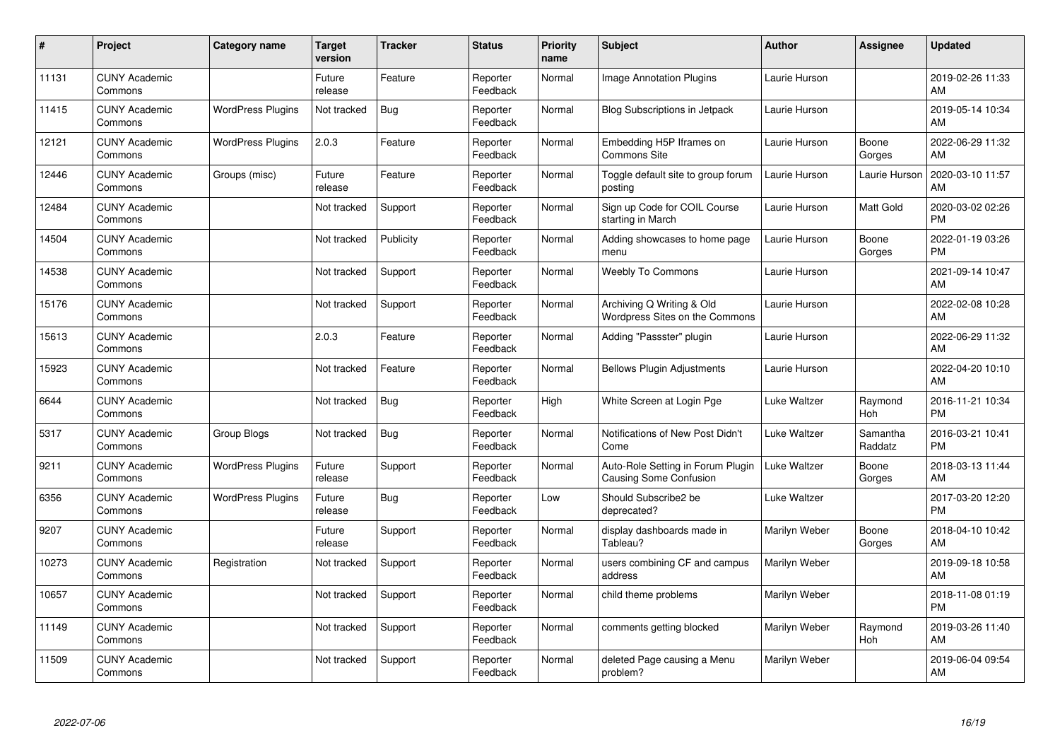| # | Project | Category name | Target version | Tracker | Status | Priority name | Subject | Author | Assignee | Updated |
|---|---|---|---|---|---|---|---|---|---|---|
| 11131 | CUNY Academic Commons | | Future release | Feature | Reporter Feedback | Normal | Image Annotation Plugins | Laurie Hurson | | 2019-02-26 11:33 AM |
| 11415 | CUNY Academic Commons | WordPress Plugins | Not tracked | Bug | Reporter Feedback | Normal | Blog Subscriptions in Jetpack | Laurie Hurson | | 2019-05-14 10:34 AM |
| 12121 | CUNY Academic Commons | WordPress Plugins | 2.0.3 | Feature | Reporter Feedback | Normal | Embedding H5P Iframes on Commons Site | Laurie Hurson | Boone Gorges | 2022-06-29 11:32 AM |
| 12446 | CUNY Academic Commons | Groups (misc) | Future release | Feature | Reporter Feedback | Normal | Toggle default site to group forum posting | Laurie Hurson | Laurie Hurson | 2020-03-10 11:57 AM |
| 12484 | CUNY Academic Commons | | Not tracked | Support | Reporter Feedback | Normal | Sign up Code for COIL Course starting in March | Laurie Hurson | Matt Gold | 2020-03-02 02:26 PM |
| 14504 | CUNY Academic Commons | | Not tracked | Publicity | Reporter Feedback | Normal | Adding showcases to home page menu | Laurie Hurson | Boone Gorges | 2022-01-19 03:26 PM |
| 14538 | CUNY Academic Commons | | Not tracked | Support | Reporter Feedback | Normal | Weebly To Commons | Laurie Hurson | | 2021-09-14 10:47 AM |
| 15176 | CUNY Academic Commons | | Not tracked | Support | Reporter Feedback | Normal | Archiving Q Writing & Old Wordpress Sites on the Commons | Laurie Hurson | | 2022-02-08 10:28 AM |
| 15613 | CUNY Academic Commons | | 2.0.3 | Feature | Reporter Feedback | Normal | Adding "Passster" plugin | Laurie Hurson | | 2022-06-29 11:32 AM |
| 15923 | CUNY Academic Commons | | Not tracked | Feature | Reporter Feedback | Normal | Bellows Plugin Adjustments | Laurie Hurson | | 2022-04-20 10:10 AM |
| 6644 | CUNY Academic Commons | | Not tracked | Bug | Reporter Feedback | High | White Screen at Login Pge | Luke Waltzer | Raymond Hoh | 2016-11-21 10:34 PM |
| 5317 | CUNY Academic Commons | Group Blogs | Not tracked | Bug | Reporter Feedback | Normal | Notifications of New Post Didn't Come | Luke Waltzer | Samantha Raddatz | 2016-03-21 10:41 PM |
| 9211 | CUNY Academic Commons | WordPress Plugins | Future release | Support | Reporter Feedback | Normal | Auto-Role Setting in Forum Plugin Causing Some Confusion | Luke Waltzer | Boone Gorges | 2018-03-13 11:44 AM |
| 6356 | CUNY Academic Commons | WordPress Plugins | Future release | Bug | Reporter Feedback | Low | Should Subscribe2 be deprecated? | Luke Waltzer | | 2017-03-20 12:20 PM |
| 9207 | CUNY Academic Commons | | Future release | Support | Reporter Feedback | Normal | display dashboards made in Tableau? | Marilyn Weber | Boone Gorges | 2018-04-10 10:42 AM |
| 10273 | CUNY Academic Commons | Registration | Not tracked | Support | Reporter Feedback | Normal | users combining CF and campus address | Marilyn Weber | | 2019-09-18 10:58 AM |
| 10657 | CUNY Academic Commons | | Not tracked | Support | Reporter Feedback | Normal | child theme problems | Marilyn Weber | | 2018-11-08 01:19 PM |
| 11149 | CUNY Academic Commons | | Not tracked | Support | Reporter Feedback | Normal | comments getting blocked | Marilyn Weber | Raymond Hoh | 2019-03-26 11:40 AM |
| 11509 | CUNY Academic Commons | | Not tracked | Support | Reporter Feedback | Normal | deleted Page causing a Menu problem? | Marilyn Weber | | 2019-06-04 09:54 AM |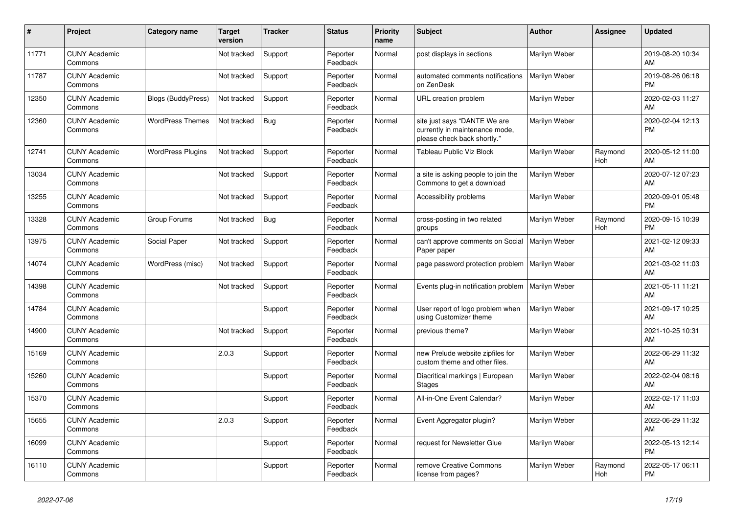| # | Project | Category name | Target version | Tracker | Status | Priority name | Subject | Author | Assignee | Updated |
|---|---|---|---|---|---|---|---|---|---|---|
| 11771 | CUNY Academic Commons | | Not tracked | Support | Reporter Feedback | Normal | post displays in sections | Marilyn Weber | | 2019-08-20 10:34 AM |
| 11787 | CUNY Academic Commons | | Not tracked | Support | Reporter Feedback | Normal | automated comments notifications on ZenDesk | Marilyn Weber | | 2019-08-26 06:18 PM |
| 12350 | CUNY Academic Commons | Blogs (BuddyPress) | Not tracked | Support | Reporter Feedback | Normal | URL creation problem | Marilyn Weber | | 2020-02-03 11:27 AM |
| 12360 | CUNY Academic Commons | WordPress Themes | Not tracked | Bug | Reporter Feedback | Normal | site just says "DANTE We are currently in maintenance mode, please check back shortly." | Marilyn Weber | | 2020-02-04 12:13 PM |
| 12741 | CUNY Academic Commons | WordPress Plugins | Not tracked | Support | Reporter Feedback | Normal | Tableau Public Viz Block | Marilyn Weber | Raymond Hoh | 2020-05-12 11:00 AM |
| 13034 | CUNY Academic Commons | | Not tracked | Support | Reporter Feedback | Normal | a site is asking people to join the Commons to get a download | Marilyn Weber | | 2020-07-12 07:23 AM |
| 13255 | CUNY Academic Commons | | Not tracked | Support | Reporter Feedback | Normal | Accessibility problems | Marilyn Weber | | 2020-09-01 05:48 PM |
| 13328 | CUNY Academic Commons | Group Forums | Not tracked | Bug | Reporter Feedback | Normal | cross-posting in two related groups | Marilyn Weber | Raymond Hoh | 2020-09-15 10:39 PM |
| 13975 | CUNY Academic Commons | Social Paper | Not tracked | Support | Reporter Feedback | Normal | can't approve comments on Social Paper paper | Marilyn Weber | | 2021-02-12 09:33 AM |
| 14074 | CUNY Academic Commons | WordPress (misc) | Not tracked | Support | Reporter Feedback | Normal | page password protection problem | Marilyn Weber | | 2021-03-02 11:03 AM |
| 14398 | CUNY Academic Commons | | Not tracked | Support | Reporter Feedback | Normal | Events plug-in notification problem | Marilyn Weber | | 2021-05-11 11:21 AM |
| 14784 | CUNY Academic Commons | | | Support | Reporter Feedback | Normal | User report of logo problem when using Customizer theme | Marilyn Weber | | 2021-09-17 10:25 AM |
| 14900 | CUNY Academic Commons | | Not tracked | Support | Reporter Feedback | Normal | previous theme? | Marilyn Weber | | 2021-10-25 10:31 AM |
| 15169 | CUNY Academic Commons | | 2.0.3 | Support | Reporter Feedback | Normal | new Prelude website zipfiles for custom theme and other files. | Marilyn Weber | | 2022-06-29 11:32 AM |
| 15260 | CUNY Academic Commons | | | Support | Reporter Feedback | Normal | Diacritical markings \| European Stages | Marilyn Weber | | 2022-02-04 08:16 AM |
| 15370 | CUNY Academic Commons | | | Support | Reporter Feedback | Normal | All-in-One Event Calendar? | Marilyn Weber | | 2022-02-17 11:03 AM |
| 15655 | CUNY Academic Commons | | 2.0.3 | Support | Reporter Feedback | Normal | Event Aggregator plugin? | Marilyn Weber | | 2022-06-29 11:32 AM |
| 16099 | CUNY Academic Commons | | | Support | Reporter Feedback | Normal | request for Newsletter Glue | Marilyn Weber | | 2022-05-13 12:14 PM |
| 16110 | CUNY Academic Commons | | | Support | Reporter Feedback | Normal | remove Creative Commons license from pages? | Marilyn Weber | Raymond Hoh | 2022-05-17 06:11 PM |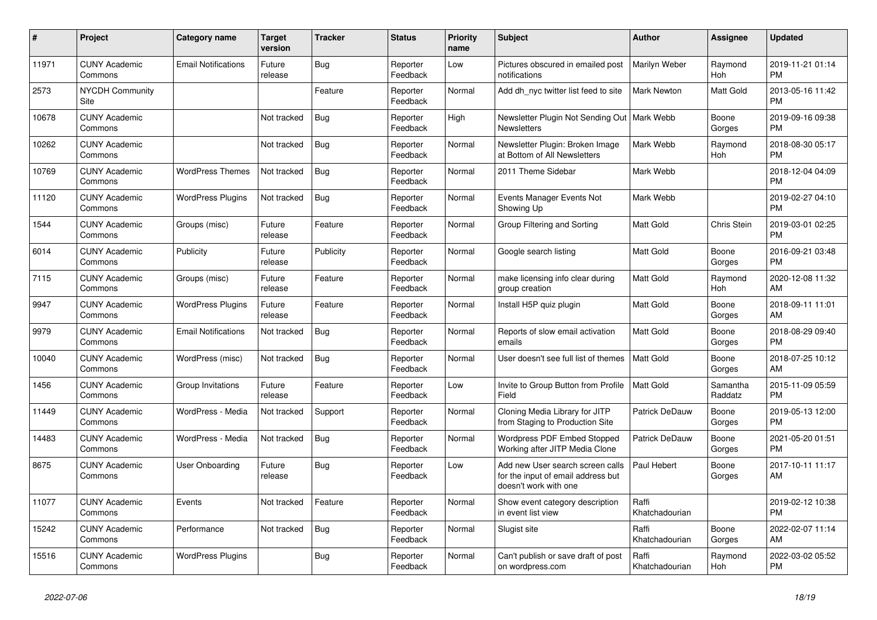| # | Project | Category name | Target version | Tracker | Status | Priority name | Subject | Author | Assignee | Updated |
|---|---|---|---|---|---|---|---|---|---|---|
| 11971 | CUNY Academic Commons | Email Notifications | Future release | Bug | Reporter Feedback | Low | Pictures obscured in emailed post notifications | Marilyn Weber | Raymond Hoh | 2019-11-21 01:14 PM |
| 2573 | NYCDH Community Site | | | Feature | Reporter Feedback | Normal | Add dh_nyc twitter list feed to site | Mark Newton | Matt Gold | 2013-05-16 11:42 PM |
| 10678 | CUNY Academic Commons | | Not tracked | Bug | Reporter Feedback | High | Newsletter Plugin Not Sending Out Newsletters | Mark Webb | Boone Gorges | 2019-09-16 09:38 PM |
| 10262 | CUNY Academic Commons | | Not tracked | Bug | Reporter Feedback | Normal | Newsletter Plugin: Broken Image at Bottom of All Newsletters | Mark Webb | Raymond Hoh | 2018-08-30 05:17 PM |
| 10769 | CUNY Academic Commons | WordPress Themes | Not tracked | Bug | Reporter Feedback | Normal | 2011 Theme Sidebar | Mark Webb | | 2018-12-04 04:09 PM |
| 11120 | CUNY Academic Commons | WordPress Plugins | Not tracked | Bug | Reporter Feedback | Normal | Events Manager Events Not Showing Up | Mark Webb | | 2019-02-27 04:10 PM |
| 1544 | CUNY Academic Commons | Groups (misc) | Future release | Feature | Reporter Feedback | Normal | Group Filtering and Sorting | Matt Gold | Chris Stein | 2019-03-01 02:25 PM |
| 6014 | CUNY Academic Commons | Publicity | Future release | Publicity | Reporter Feedback | Normal | Google search listing | Matt Gold | Boone Gorges | 2016-09-21 03:48 PM |
| 7115 | CUNY Academic Commons | Groups (misc) | Future release | Feature | Reporter Feedback | Normal | make licensing info clear during group creation | Matt Gold | Raymond Hoh | 2020-12-08 11:32 AM |
| 9947 | CUNY Academic Commons | WordPress Plugins | Future release | Feature | Reporter Feedback | Normal | Install H5P quiz plugin | Matt Gold | Boone Gorges | 2018-09-11 11:01 AM |
| 9979 | CUNY Academic Commons | Email Notifications | Not tracked | Bug | Reporter Feedback | Normal | Reports of slow email activation emails | Matt Gold | Boone Gorges | 2018-08-29 09:40 PM |
| 10040 | CUNY Academic Commons | WordPress (misc) | Not tracked | Bug | Reporter Feedback | Normal | User doesn't see full list of themes | Matt Gold | Boone Gorges | 2018-07-25 10:12 AM |
| 1456 | CUNY Academic Commons | Group Invitations | Future release | Feature | Reporter Feedback | Low | Invite to Group Button from Profile Field | Matt Gold | Samantha Raddatz | 2015-11-09 05:59 PM |
| 11449 | CUNY Academic Commons | WordPress - Media | Not tracked | Support | Reporter Feedback | Normal | Cloning Media Library for JITP from Staging to Production Site | Patrick DeDauw | Boone Gorges | 2019-05-13 12:00 PM |
| 14483 | CUNY Academic Commons | WordPress - Media | Not tracked | Bug | Reporter Feedback | Normal | Wordpress PDF Embed Stopped Working after JITP Media Clone | Patrick DeDauw | Boone Gorges | 2021-05-20 01:51 PM |
| 8675 | CUNY Academic Commons | User Onboarding | Future release | Bug | Reporter Feedback | Low | Add new User search screen calls for the input of email address but doesn't work with one | Paul Hebert | Boone Gorges | 2017-10-11 11:17 AM |
| 11077 | CUNY Academic Commons | Events | Not tracked | Feature | Reporter Feedback | Normal | Show event category description in event list view | Raffi Khatchadourian | | 2019-02-12 10:38 PM |
| 15242 | CUNY Academic Commons | Performance | Not tracked | Bug | Reporter Feedback | Normal | Slugist site | Raffi Khatchadourian | Boone Gorges | 2022-02-07 11:14 AM |
| 15516 | CUNY Academic Commons | WordPress Plugins | | Bug | Reporter Feedback | Normal | Can't publish or save draft of post on wordpress.com | Raffi Khatchadourian | Raymond Hoh | 2022-03-02 05:52 PM |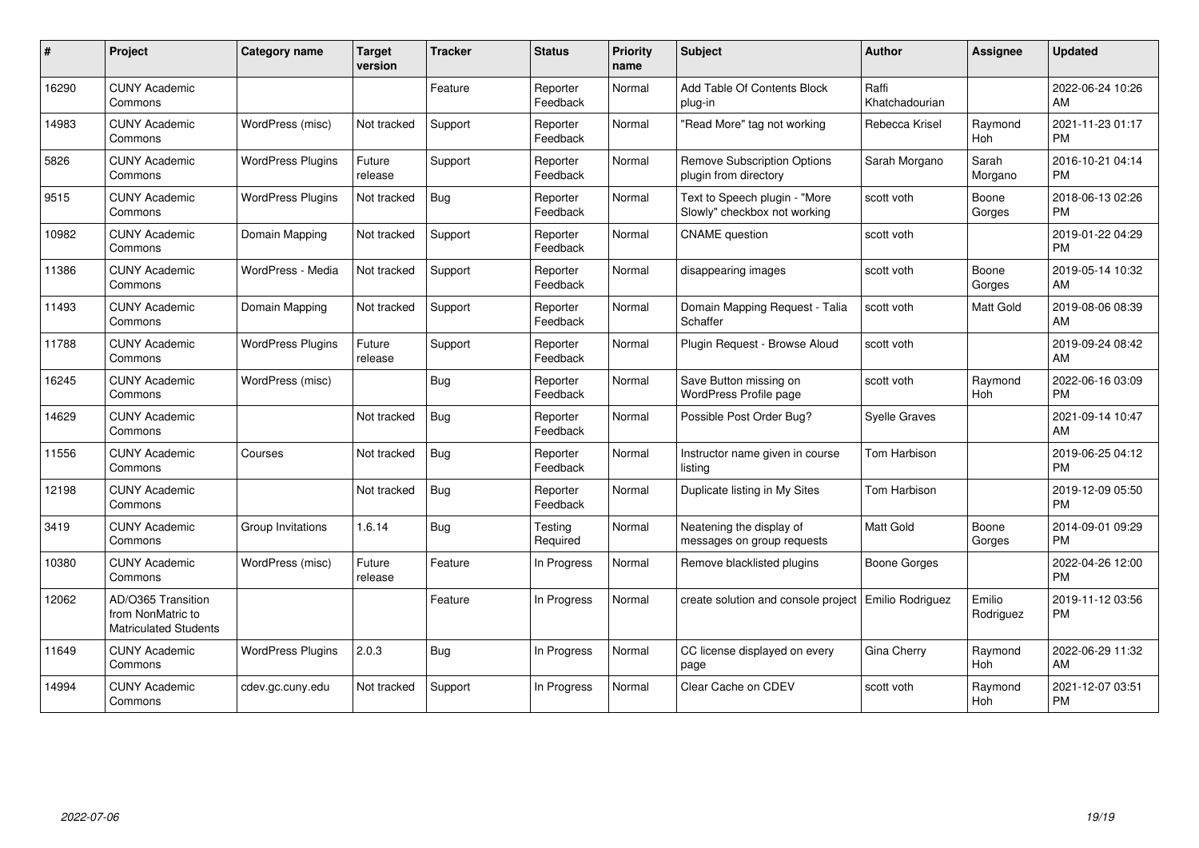| # | Project | Category name | Target version | Tracker | Status | Priority name | Subject | Author | Assignee | Updated |
|---|---|---|---|---|---|---|---|---|---|---|
| 16290 | CUNY Academic Commons | | | Feature | Reporter Feedback | Normal | Add Table Of Contents Block plug-in | Raffi Khatchadourian | | 2022-06-24 10:26 AM |
| 14983 | CUNY Academic Commons | WordPress (misc) | Not tracked | Support | Reporter Feedback | Normal | "Read More" tag not working | Rebecca Krisel | Raymond Hoh | 2021-11-23 01:17 PM |
| 5826 | CUNY Academic Commons | WordPress Plugins | Future release | Support | Reporter Feedback | Normal | Remove Subscription Options plugin from directory | Sarah Morgano | Sarah Morgano | 2016-10-21 04:14 PM |
| 9515 | CUNY Academic Commons | WordPress Plugins | Not tracked | Bug | Reporter Feedback | Normal | Text to Speech plugin - "More Slowly" checkbox not working | scott voth | Boone Gorges | 2018-06-13 02:26 PM |
| 10982 | CUNY Academic Commons | Domain Mapping | Not tracked | Support | Reporter Feedback | Normal | CNAME question | scott voth | | 2019-01-22 04:29 PM |
| 11386 | CUNY Academic Commons | WordPress - Media | Not tracked | Support | Reporter Feedback | Normal | disappearing images | scott voth | Boone Gorges | 2019-05-14 10:32 AM |
| 11493 | CUNY Academic Commons | Domain Mapping | Not tracked | Support | Reporter Feedback | Normal | Domain Mapping Request - Talia Schaffer | scott voth | Matt Gold | 2019-08-06 08:39 AM |
| 11788 | CUNY Academic Commons | WordPress Plugins | Future release | Support | Reporter Feedback | Normal | Plugin Request - Browse Aloud | scott voth | | 2019-09-24 08:42 AM |
| 16245 | CUNY Academic Commons | WordPress (misc) | | Bug | Reporter Feedback | Normal | Save Button missing on WordPress Profile page | scott voth | Raymond Hoh | 2022-06-16 03:09 PM |
| 14629 | CUNY Academic Commons | | Not tracked | Bug | Reporter Feedback | Normal | Possible Post Order Bug? | Syelle Graves | | 2021-09-14 10:47 AM |
| 11556 | CUNY Academic Commons | Courses | Not tracked | Bug | Reporter Feedback | Normal | Instructor name given in course listing | Tom Harbison | | 2019-06-25 04:12 PM |
| 12198 | CUNY Academic Commons | | Not tracked | Bug | Reporter Feedback | Normal | Duplicate listing in My Sites | Tom Harbison | | 2019-12-09 05:50 PM |
| 3419 | CUNY Academic Commons | Group Invitations | 1.6.14 | Bug | Testing Required | Normal | Neatening the display of messages on group requests | Matt Gold | Boone Gorges | 2014-09-01 09:29 PM |
| 10380 | CUNY Academic Commons | WordPress (misc) | Future release | Feature | In Progress | Normal | Remove blacklisted plugins | Boone Gorges | | 2022-04-26 12:00 PM |
| 12062 | AD/O365 Transition from NonMatric to Matriculated Students | | | Feature | In Progress | Normal | create solution and console project | Emilio Rodriguez | Emilio Rodriguez | 2019-11-12 03:56 PM |
| 11649 | CUNY Academic Commons | WordPress Plugins | 2.0.3 | Bug | In Progress | Normal | CC license displayed on every page | Gina Cherry | Raymond Hoh | 2022-06-29 11:32 AM |
| 14994 | CUNY Academic Commons | cdev.gc.cuny.edu | Not tracked | Support | In Progress | Normal | Clear Cache on CDEV | scott voth | Raymond Hoh | 2021-12-07 03:51 PM |